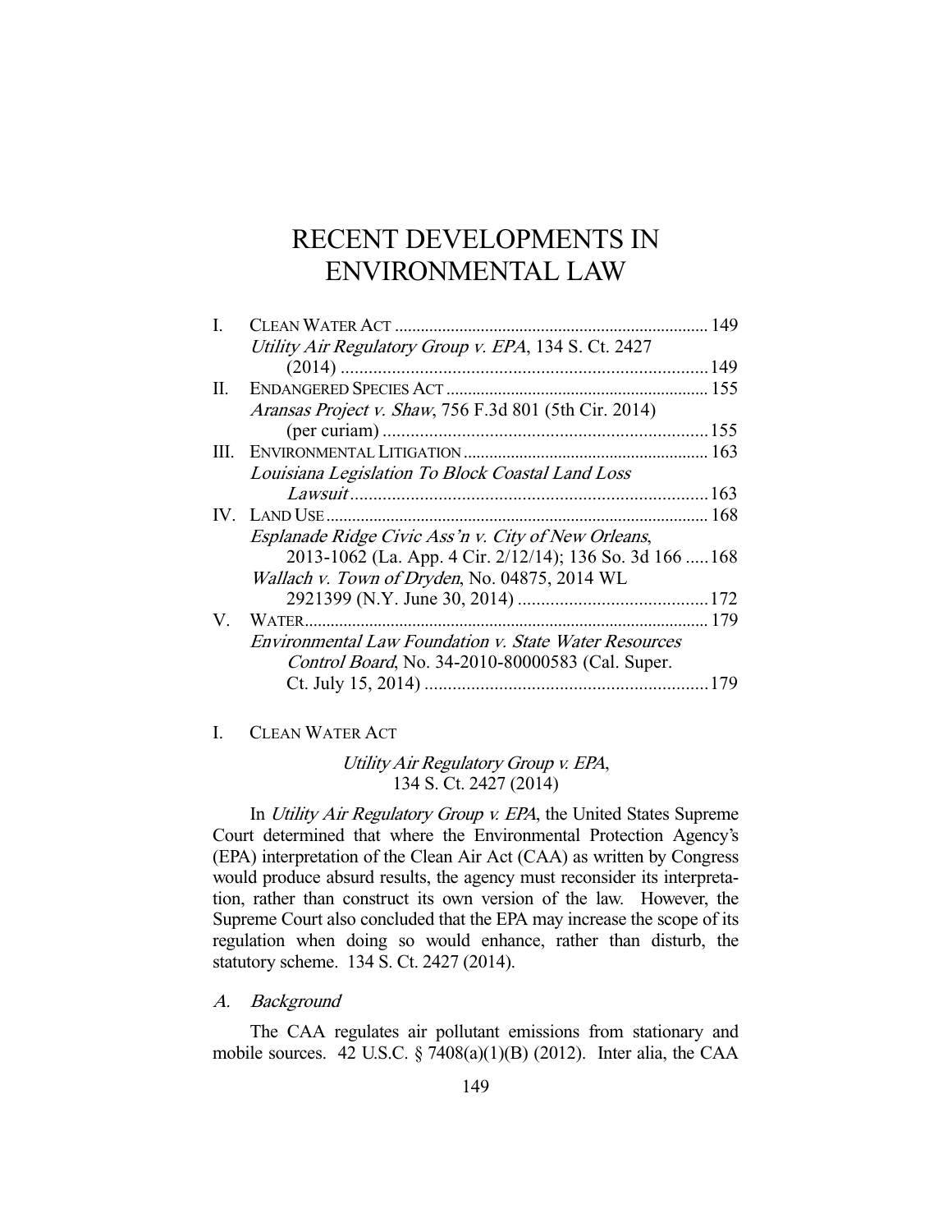# RECENT DEVELOPMENTS IN ENVIRONMENTAL LAW

| | | |
|---|---|---|
| I. | CLEAN WATER ACT | 149 |
| | *Utility Air Regulatory Group v. EPA*, 134 S. Ct. 2427 (2014) | 149 |
| II. | ENDANGERED SPECIES ACT | 155 |
| | *Aransas Project v. Shaw*, 756 F.3d 801 (5th Cir. 2014) (per curiam) | 155 |
| III. | ENVIRONMENTAL LITIGATION | 163 |
| | *Louisiana Legislation To Block Coastal Land Loss Lawsuit* | 163 |
| IV. | LAND USE | 168 |
| | *Esplanade Ridge Civic Ass'n v. City of New Orleans*, 2013-1062 (La. App. 4 Cir. 2/12/14); 136 So. 3d 166 | 168 |
| | *Wallach v. Town of Dryden*, No. 04875, 2014 WL 2921399 (N.Y. June 30, 2014) | 172 |
| V. | WATER | 179 |
| | *Environmental Law Foundation v. State Water Resources Control Board*, No. 34-2010-80000583 (Cal. Super. Ct. July 15, 2014) | 179 |

## I. CLEAN WATER ACT

### *Utility Air Regulatory Group v. EPA*, 134 S. Ct. 2427 (2014)

In *Utility Air Regulatory Group v. EPA*, the United States Supreme Court determined that where the Environmental Protection Agency's (EPA) interpretation of the Clean Air Act (CAA) as written by Congress would produce absurd results, the agency must reconsider its interpretation, rather than construct its own version of the law. However, the Supreme Court also concluded that the EPA may increase the scope of its regulation when doing so would enhance, rather than disturb, the statutory scheme. 134 S. Ct. 2427 (2014).

#### A. *Background*

The CAA regulates air pollutant emissions from stationary and mobile sources. 42 U.S.C. § 7408(a)(1)(B) (2012). Inter alia, the CAA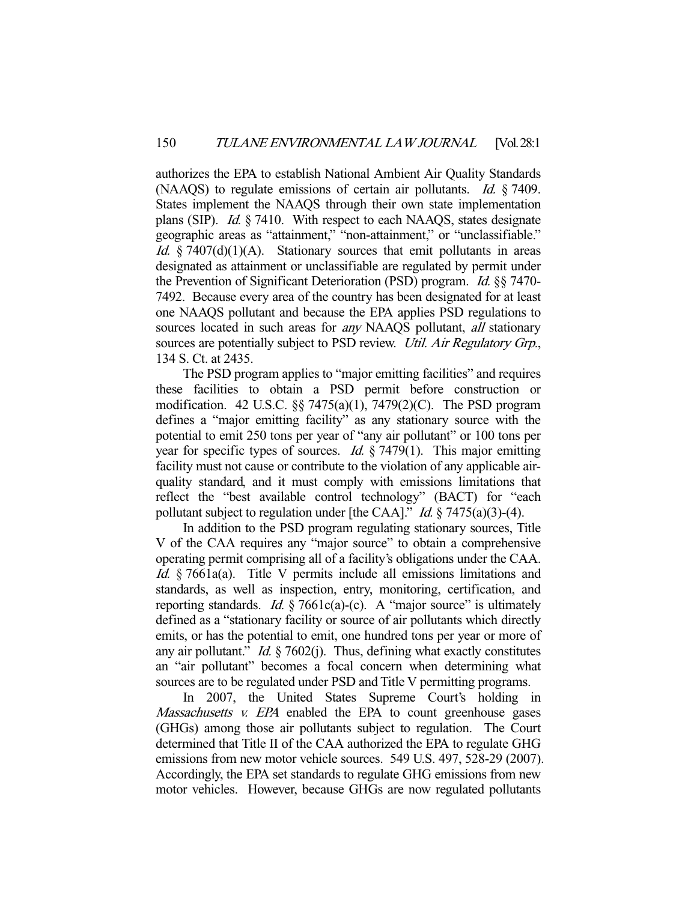authorizes the EPA to establish National Ambient Air Quality Standards (NAAQS) to regulate emissions of certain air pollutants. *Id.* § 7409. States implement the NAAQS through their own state implementation plans (SIP). *Id.* § 7410. With respect to each NAAQS, states designate geographic areas as "attainment," "non-attainment," or "unclassifiable." *Id.* § 7407(d)(1)(A). Stationary sources that emit pollutants in areas designated as attainment or unclassifiable are regulated by permit under the Prevention of Significant Deterioration (PSD) program. *Id.* §§ 7470-7492. Because every area of the country has been designated for at least one NAAQS pollutant and because the EPA applies PSD regulations to sources located in such areas for *any* NAAQS pollutant, *all* stationary sources are potentially subject to PSD review. *Util. Air Regulatory Grp.*, 134 S. Ct. at 2435.

The PSD program applies to "major emitting facilities" and requires these facilities to obtain a PSD permit before construction or modification. 42 U.S.C. §§ 7475(a)(1), 7479(2)(C). The PSD program defines a "major emitting facility" as any stationary source with the potential to emit 250 tons per year of "any air pollutant" or 100 tons per year for specific types of sources. *Id.* § 7479(1). This major emitting facility must not cause or contribute to the violation of any applicable air-quality standard, and it must comply with emissions limitations that reflect the "best available control technology" (BACT) for "each pollutant subject to regulation under [the CAA]." *Id.* § 7475(a)(3)-(4).

In addition to the PSD program regulating stationary sources, Title V of the CAA requires any "major source" to obtain a comprehensive operating permit comprising all of a facility's obligations under the CAA. *Id.* § 7661a(a). Title V permits include all emissions limitations and standards, as well as inspection, entry, monitoring, certification, and reporting standards. *Id.* § 7661c(a)-(c). A "major source" is ultimately defined as a "stationary facility or source of air pollutants which directly emits, or has the potential to emit, one hundred tons per year or more of any air pollutant." *Id.* § 7602(j). Thus, defining what exactly constitutes an "air pollutant" becomes a focal concern when determining what sources are to be regulated under PSD and Title V permitting programs.

In 2007, the United States Supreme Court's holding in *Massachusetts v. EPA* enabled the EPA to count greenhouse gases (GHGs) among those air pollutants subject to regulation. The Court determined that Title II of the CAA authorized the EPA to regulate GHG emissions from new motor vehicle sources. 549 U.S. 497, 528-29 (2007). Accordingly, the EPA set standards to regulate GHG emissions from new motor vehicles. However, because GHGs are now regulated pollutants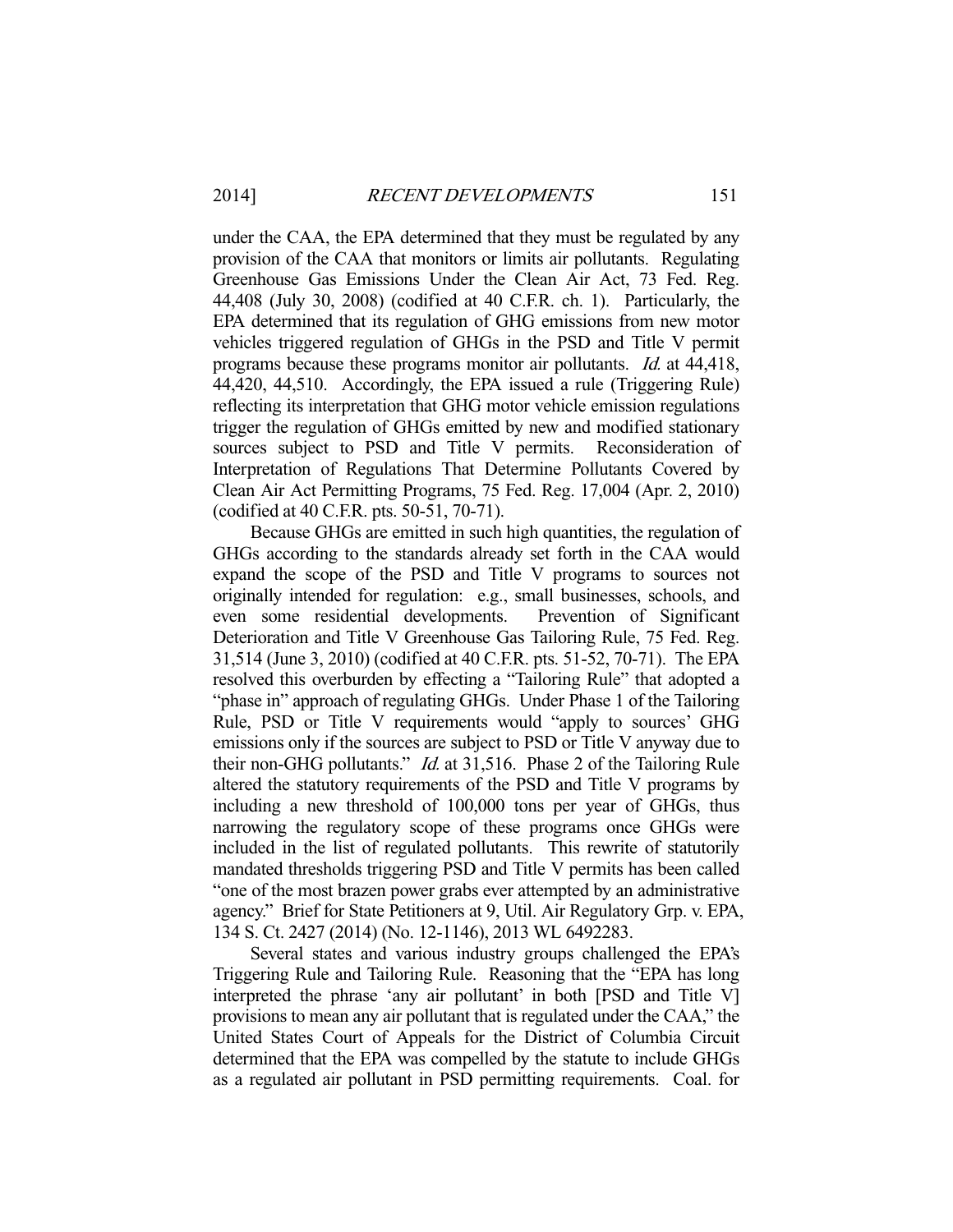under the CAA, the EPA determined that they must be regulated by any provision of the CAA that monitors or limits air pollutants. Regulating Greenhouse Gas Emissions Under the Clean Air Act, 73 Fed. Reg. 44,408 (July 30, 2008) (codified at 40 C.F.R. ch. 1). Particularly, the EPA determined that its regulation of GHG emissions from new motor vehicles triggered regulation of GHGs in the PSD and Title V permit programs because these programs monitor air pollutants. *Id.* at 44,418, 44,420, 44,510. Accordingly, the EPA issued a rule (Triggering Rule) reflecting its interpretation that GHG motor vehicle emission regulations trigger the regulation of GHGs emitted by new and modified stationary sources subject to PSD and Title V permits. Reconsideration of Interpretation of Regulations That Determine Pollutants Covered by Clean Air Act Permitting Programs, 75 Fed. Reg. 17,004 (Apr. 2, 2010) (codified at 40 C.F.R. pts. 50-51, 70-71).

Because GHGs are emitted in such high quantities, the regulation of GHGs according to the standards already set forth in the CAA would expand the scope of the PSD and Title V programs to sources not originally intended for regulation: e.g., small businesses, schools, and even some residential developments. Prevention of Significant Deterioration and Title V Greenhouse Gas Tailoring Rule, 75 Fed. Reg. 31,514 (June 3, 2010) (codified at 40 C.F.R. pts. 51-52, 70-71). The EPA resolved this overburden by effecting a "Tailoring Rule" that adopted a "phase in" approach of regulating GHGs. Under Phase 1 of the Tailoring Rule, PSD or Title V requirements would "apply to sources' GHG emissions only if the sources are subject to PSD or Title V anyway due to their non-GHG pollutants." *Id.* at 31,516. Phase 2 of the Tailoring Rule altered the statutory requirements of the PSD and Title V programs by including a new threshold of 100,000 tons per year of GHGs, thus narrowing the regulatory scope of these programs once GHGs were included in the list of regulated pollutants. This rewrite of statutorily mandated thresholds triggering PSD and Title V permits has been called "one of the most brazen power grabs ever attempted by an administrative agency." Brief for State Petitioners at 9, Util. Air Regulatory Grp. v. EPA, 134 S. Ct. 2427 (2014) (No. 12-1146), 2013 WL 6492283.

Several states and various industry groups challenged the EPA's Triggering Rule and Tailoring Rule. Reasoning that the "EPA has long interpreted the phrase 'any air pollutant' in both [PSD and Title V] provisions to mean any air pollutant that is regulated under the CAA," the United States Court of Appeals for the District of Columbia Circuit determined that the EPA was compelled by the statute to include GHGs as a regulated air pollutant in PSD permitting requirements. Coal. for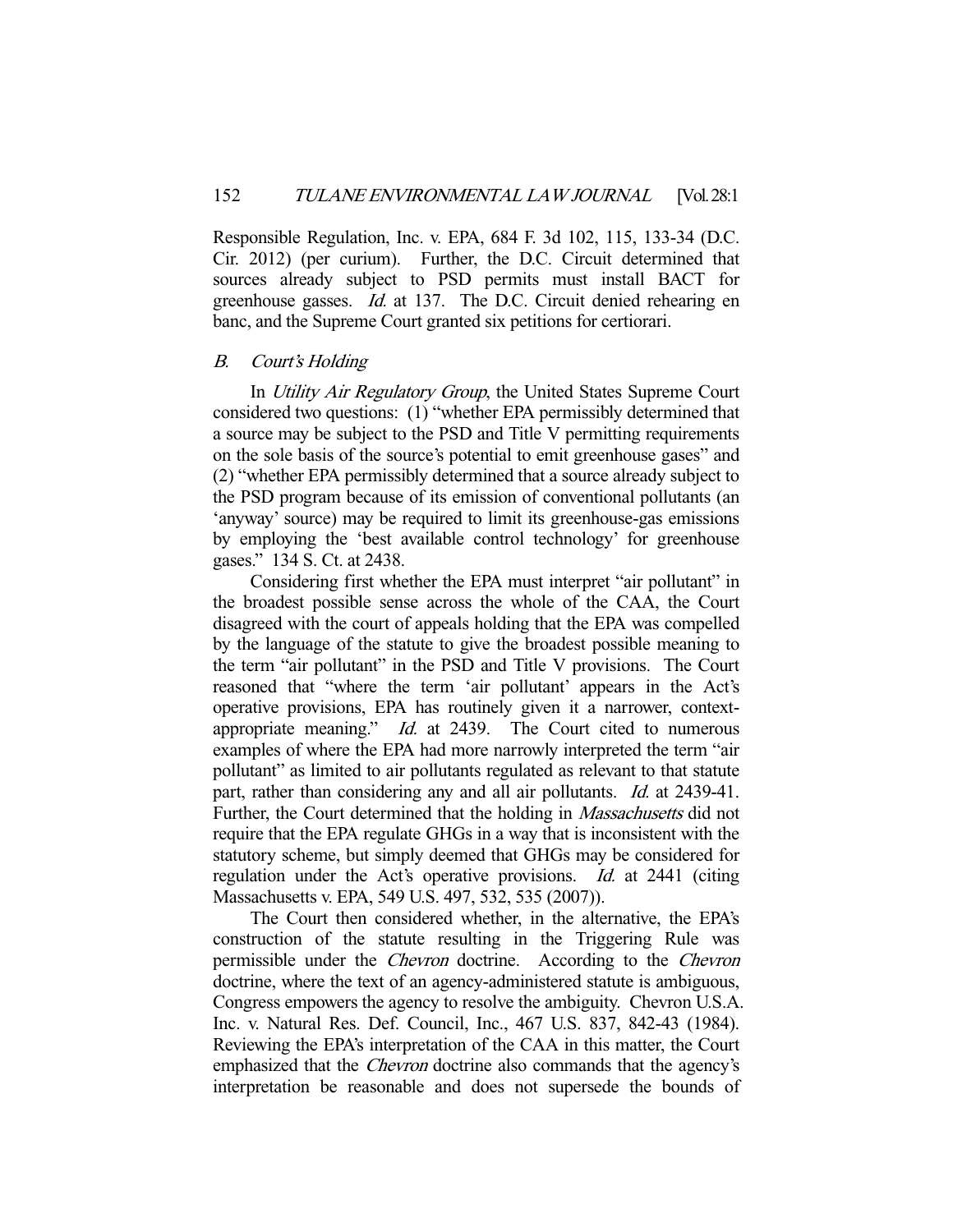Responsible Regulation, Inc. v. EPA, 684 F. 3d 102, 115, 133-34 (D.C. Cir. 2012) (per curiam). Further, the D.C. Circuit determined that sources already subject to PSD permits must install BACT for greenhouse gasses. *Id.* at 137. The D.C. Circuit denied rehearing en banc, and the Supreme Court granted six petitions for certiorari.

### *B. Court's Holding*

In *Utility Air Regulatory Group*, the United States Supreme Court considered two questions: (1) "whether EPA permissibly determined that a source may be subject to the PSD and Title V permitting requirements on the sole basis of the source's potential to emit greenhouse gases" and (2) "whether EPA permissibly determined that a source already subject to the PSD program because of its emission of conventional pollutants (an 'anyway' source) may be required to limit its greenhouse-gas emissions by employing the 'best available control technology' for greenhouse gases." 134 S. Ct. at 2438.

Considering first whether the EPA must interpret "air pollutant" in the broadest possible sense across the whole of the CAA, the Court disagreed with the court of appeals holding that the EPA was compelled by the language of the statute to give the broadest possible meaning to the term "air pollutant" in the PSD and Title V provisions. The Court reasoned that "where the term 'air pollutant' appears in the Act's operative provisions, EPA has routinely given it a narrower, context-appropriate meaning." *Id.* at 2439. The Court cited to numerous examples of where the EPA had more narrowly interpreted the term "air pollutant" as limited to air pollutants regulated as relevant to that statute part, rather than considering any and all air pollutants. *Id.* at 2439-41. Further, the Court determined that the holding in *Massachusetts* did not require that the EPA regulate GHGs in a way that is inconsistent with the statutory scheme, but simply deemed that GHGs may be considered for regulation under the Act's operative provisions. *Id.* at 2441 (citing Massachusetts v. EPA, 549 U.S. 497, 532, 535 (2007)).

The Court then considered whether, in the alternative, the EPA's construction of the statute resulting in the Triggering Rule was permissible under the *Chevron* doctrine. According to the *Chevron* doctrine, where the text of an agency-administered statute is ambiguous, Congress empowers the agency to resolve the ambiguity. Chevron U.S.A. Inc. v. Natural Res. Def. Council, Inc., 467 U.S. 837, 842-43 (1984). Reviewing the EPA's interpretation of the CAA in this matter, the Court emphasized that the *Chevron* doctrine also commands that the agency's interpretation be reasonable and does not supersede the bounds of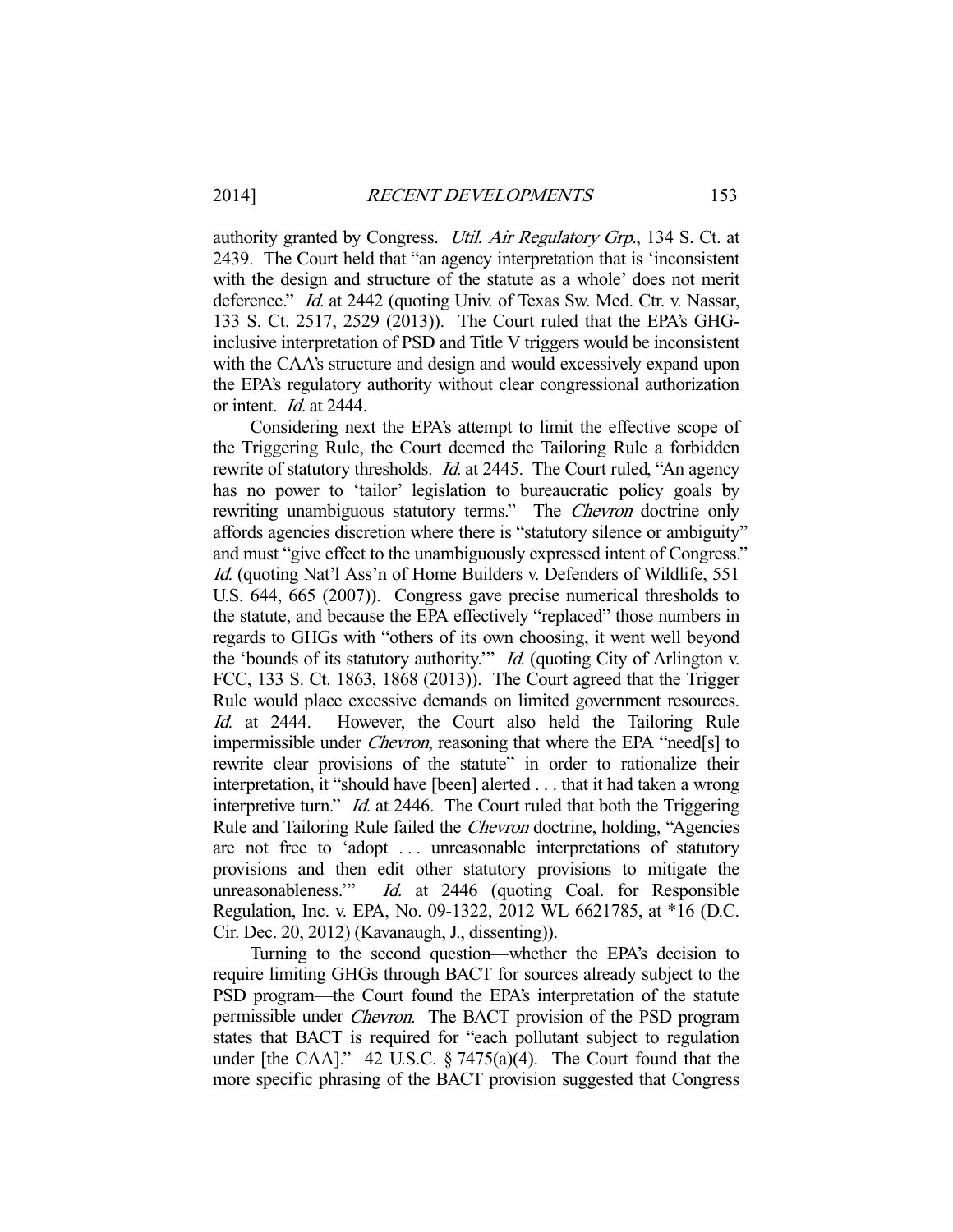authority granted by Congress. *Util. Air Regulatory Grp.*, 134 S. Ct. at 2439. The Court held that "an agency interpretation that is 'inconsistent with the design and structure of the statute as a whole' does not merit deference." *Id.* at 2442 (quoting Univ. of Texas Sw. Med. Ctr. v. Nassar, 133 S. Ct. 2517, 2529 (2013)). The Court ruled that the EPA's GHG-inclusive interpretation of PSD and Title V triggers would be inconsistent with the CAA's structure and design and would excessively expand upon the EPA's regulatory authority without clear congressional authorization or intent. *Id.* at 2444.

Considering next the EPA's attempt to limit the effective scope of the Triggering Rule, the Court deemed the Tailoring Rule a forbidden rewrite of statutory thresholds. *Id.* at 2445. The Court ruled, "An agency has no power to 'tailor' legislation to bureaucratic policy goals by rewriting unambiguous statutory terms." The *Chevron* doctrine only affords agencies discretion where there is "statutory silence or ambiguity" and must "give effect to the unambiguously expressed intent of Congress." *Id.* (quoting Nat'l Ass'n of Home Builders v. Defenders of Wildlife, 551 U.S. 644, 665 (2007)). Congress gave precise numerical thresholds to the statute, and because the EPA effectively "replaced" those numbers in regards to GHGs with "others of its own choosing, it went well beyond the 'bounds of its statutory authority.'" *Id.* (quoting City of Arlington v. FCC, 133 S. Ct. 1863, 1868 (2013)). The Court agreed that the Trigger Rule would place excessive demands on limited government resources. *Id.* at 2444. However, the Court also held the Tailoring Rule impermissible under *Chevron*, reasoning that where the EPA "need[s] to rewrite clear provisions of the statute" in order to rationalize their interpretation, it "should have [been] alerted . . . that it had taken a wrong interpretive turn." *Id.* at 2446. The Court ruled that both the Triggering Rule and Tailoring Rule failed the *Chevron* doctrine, holding, "Agencies are not free to 'adopt . . . unreasonable interpretations of statutory provisions and then edit other statutory provisions to mitigate the unreasonableness.'" *Id.* at 2446 (quoting Coal. for Responsible Regulation, Inc. v. EPA, No. 09-1322, 2012 WL 6621785, at *16 (D.C. Cir. Dec. 20, 2012) (Kavanaugh, J., dissenting)).

Turning to the second question—whether the EPA's decision to require limiting GHGs through BACT for sources already subject to the PSD program—the Court found the EPA's interpretation of the statute permissible under *Chevron*. The BACT provision of the PSD program states that BACT is required for "each pollutant subject to regulation under [the CAA]." 42 U.S.C. § 7475(a)(4). The Court found that the more specific phrasing of the BACT provision suggested that Congress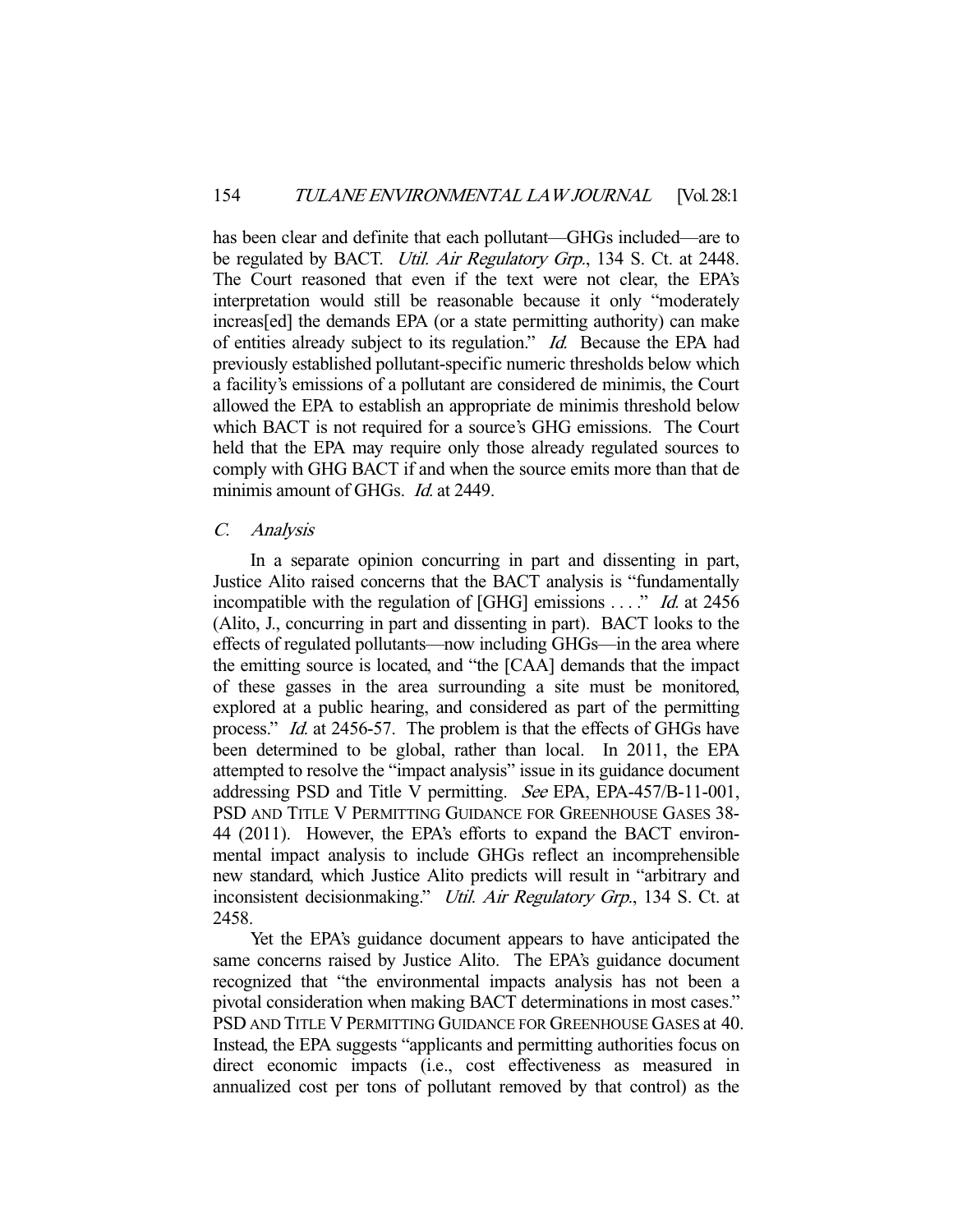has been clear and definite that each pollutant—GHGs included—are to be regulated by BACT. *Util. Air Regulatory Grp.*, 134 S. Ct. at 2448. The Court reasoned that even if the text were not clear, the EPA's interpretation would still be reasonable because it only "moderately increas[ed] the demands EPA (or a state permitting authority) can make of entities already subject to its regulation." *Id.* Because the EPA had previously established pollutant-specific numeric thresholds below which a facility's emissions of a pollutant are considered de minimis, the Court allowed the EPA to establish an appropriate de minimis threshold below which BACT is not required for a source's GHG emissions. The Court held that the EPA may require only those already regulated sources to comply with GHG BACT if and when the source emits more than that de minimis amount of GHGs. *Id.* at 2449.

### C. *Analysis*

In a separate opinion concurring in part and dissenting in part, Justice Alito raised concerns that the BACT analysis is "fundamentally incompatible with the regulation of [GHG] emissions . . . ." *Id.* at 2456 (Alito, J., concurring in part and dissenting in part). BACT looks to the effects of regulated pollutants—now including GHGs—in the area where the emitting source is located, and "the [CAA] demands that the impact of these gasses in the area surrounding a site must be monitored, explored at a public hearing, and considered as part of the permitting process." *Id.* at 2456-57. The problem is that the effects of GHGs have been determined to be global, rather than local. In 2011, the EPA attempted to resolve the "impact analysis" issue in its guidance document addressing PSD and Title V permitting. *See* EPA, EPA-457/B-11-001, PSD AND TITLE V PERMITTING GUIDANCE FOR GREENHOUSE GASES 38-44 (2011). However, the EPA's efforts to expand the BACT environmental impact analysis to include GHGs reflect an incomprehensible new standard, which Justice Alito predicts will result in "arbitrary and inconsistent decisionmaking." *Util. Air Regulatory Grp.*, 134 S. Ct. at 2458.

Yet the EPA's guidance document appears to have anticipated the same concerns raised by Justice Alito. The EPA's guidance document recognized that "the environmental impacts analysis has not been a pivotal consideration when making BACT determinations in most cases." PSD AND TITLE V PERMITTING GUIDANCE FOR GREENHOUSE GASES at 40. Instead, the EPA suggests "applicants and permitting authorities focus on direct economic impacts (i.e., cost effectiveness as measured in annualized cost per tons of pollutant removed by that control) as the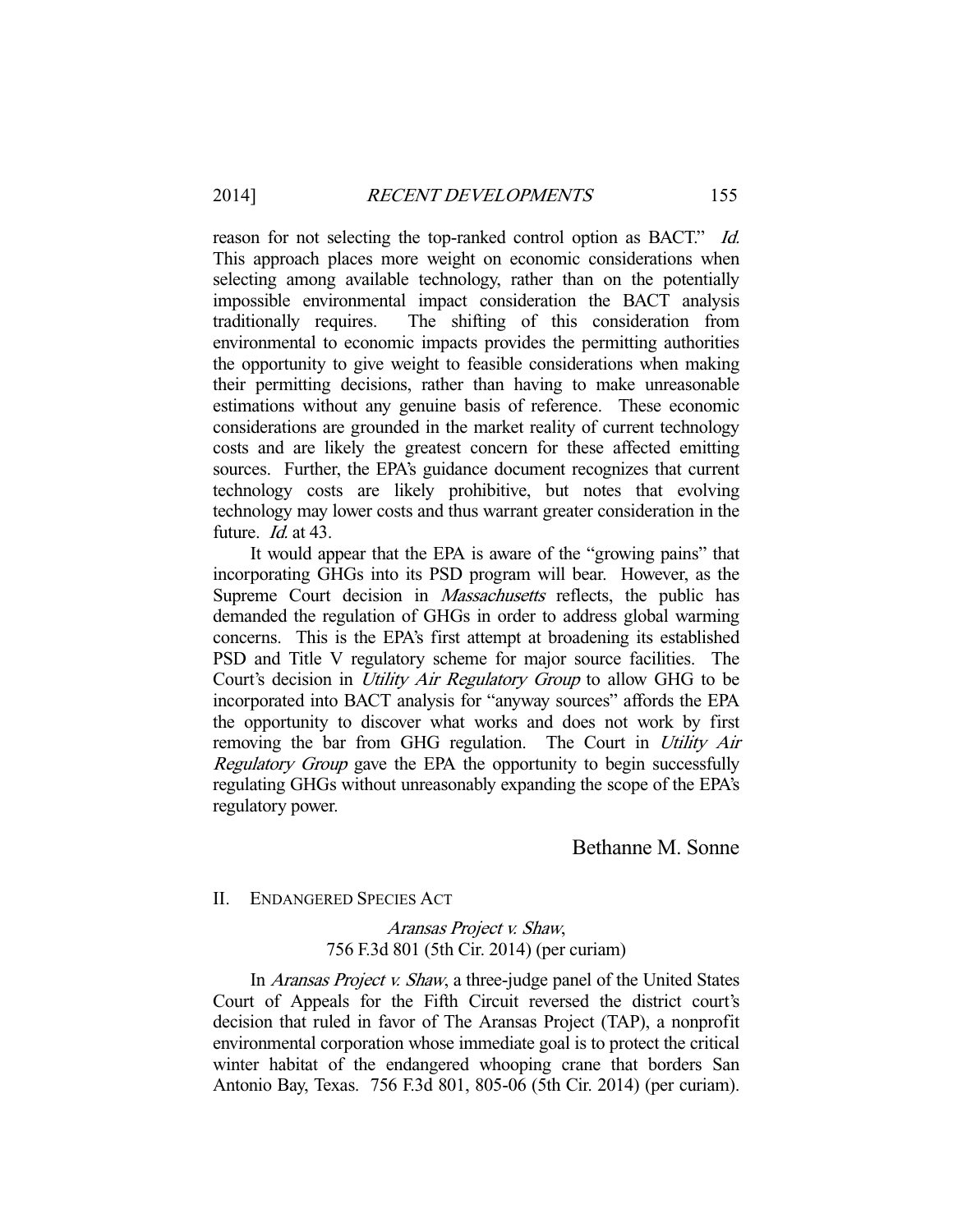reason for not selecting the top-ranked control option as BACT." *Id.* This approach places more weight on economic considerations when selecting among available technology, rather than on the potentially impossible environmental impact consideration the BACT analysis traditionally requires. The shifting of this consideration from environmental to economic impacts provides the permitting authorities the opportunity to give weight to feasible considerations when making their permitting decisions, rather than having to make unreasonable estimations without any genuine basis of reference. These economic considerations are grounded in the market reality of current technology costs and are likely the greatest concern for these affected emitting sources. Further, the EPA's guidance document recognizes that current technology costs are likely prohibitive, but notes that evolving technology may lower costs and thus warrant greater consideration in the future. *Id.* at 43.

It would appear that the EPA is aware of the "growing pains" that incorporating GHGs into its PSD program will bear. However, as the Supreme Court decision in *Massachusetts* reflects, the public has demanded the regulation of GHGs in order to address global warming concerns. This is the EPA's first attempt at broadening its established PSD and Title V regulatory scheme for major source facilities. The Court's decision in *Utility Air Regulatory Group* to allow GHG to be incorporated into BACT analysis for "anyway sources" affords the EPA the opportunity to discover what works and does not work by first removing the bar from GHG regulation. The Court in *Utility Air Regulatory Group* gave the EPA the opportunity to begin successfully regulating GHGs without unreasonably expanding the scope of the EPA's regulatory power.

Bethanne M. Sonne

## II. ENDANGERED SPECIES ACT

### *Aransas Project v. Shaw*, 756 F.3d 801 (5th Cir. 2014) (per curiam)

In *Aransas Project v. Shaw*, a three-judge panel of the United States Court of Appeals for the Fifth Circuit reversed the district court's decision that ruled in favor of The Aransas Project (TAP), a nonprofit environmental corporation whose immediate goal is to protect the critical winter habitat of the endangered whooping crane that borders San Antonio Bay, Texas. 756 F.3d 801, 805-06 (5th Cir. 2014) (per curiam).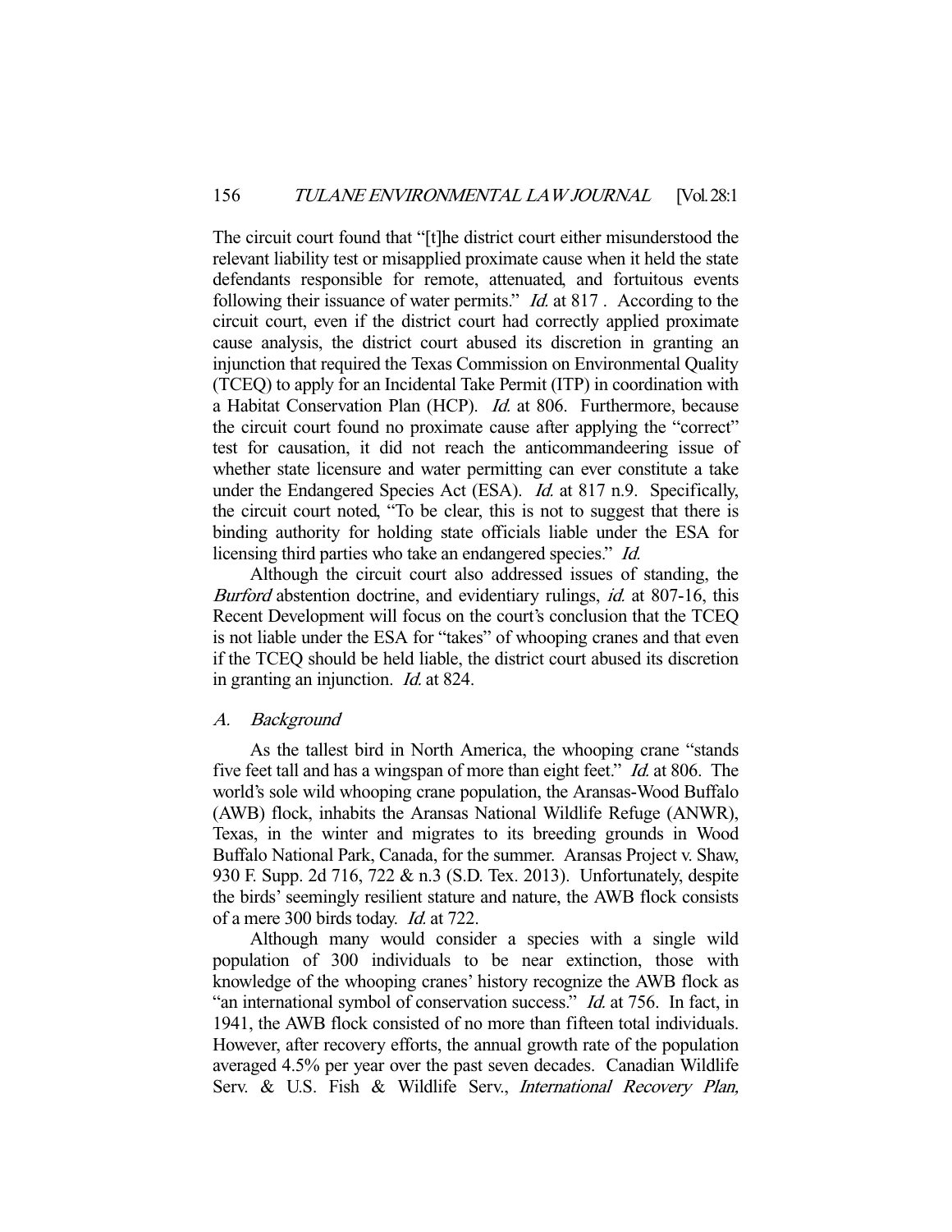The circuit court found that "[t]he district court either misunderstood the relevant liability test or misapplied proximate cause when it held the state defendants responsible for remote, attenuated, and fortuitous events following their issuance of water permits." *Id.* at 817 . According to the circuit court, even if the district court had correctly applied proximate cause analysis, the district court abused its discretion in granting an injunction that required the Texas Commission on Environmental Quality (TCEQ) to apply for an Incidental Take Permit (ITP) in coordination with a Habitat Conservation Plan (HCP). *Id.* at 806. Furthermore, because the circuit court found no proximate cause after applying the "correct" test for causation, it did not reach the anticommandeering issue of whether state licensure and water permitting can ever constitute a take under the Endangered Species Act (ESA). *Id.* at 817 n.9. Specifically, the circuit court noted, "To be clear, this is not to suggest that there is binding authority for holding state officials liable under the ESA for licensing third parties who take an endangered species." *Id.*

Although the circuit court also addressed issues of standing, the *Burford* abstention doctrine, and evidentiary rulings, *id.* at 807-16, this Recent Development will focus on the court's conclusion that the TCEQ is not liable under the ESA for "takes" of whooping cranes and that even if the TCEQ should be held liable, the district court abused its discretion in granting an injunction. *Id.* at 824.

### *A. Background*

As the tallest bird in North America, the whooping crane "stands five feet tall and has a wingspan of more than eight feet." *Id.* at 806. The world's sole wild whooping crane population, the Aransas-Wood Buffalo (AWB) flock, inhabits the Aransas National Wildlife Refuge (ANWR), Texas, in the winter and migrates to its breeding grounds in Wood Buffalo National Park, Canada, for the summer. Aransas Project v. Shaw, 930 F. Supp. 2d 716, 722 & n.3 (S.D. Tex. 2013). Unfortunately, despite the birds' seemingly resilient stature and nature, the AWB flock consists of a mere 300 birds today. *Id.* at 722.

Although many would consider a species with a single wild population of 300 individuals to be near extinction, those with knowledge of the whooping cranes' history recognize the AWB flock as "an international symbol of conservation success." *Id.* at 756. In fact, in 1941, the AWB flock consisted of no more than fifteen total individuals. However, after recovery efforts, the annual growth rate of the population averaged 4.5% per year over the past seven decades. Canadian Wildlife Serv. & U.S. Fish & Wildlife Serv., *International Recovery Plan,*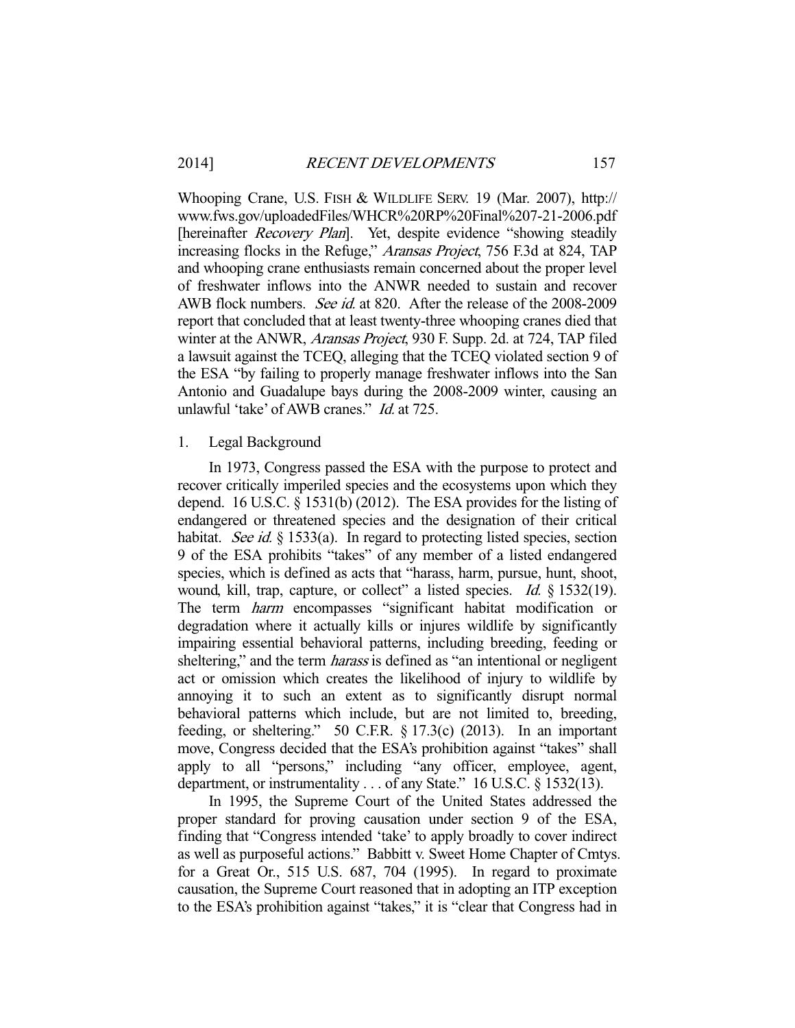Whooping Crane, U.S. FISH & WILDLIFE SERV. 19 (Mar. 2007), http://www.fws.gov/uploadedFiles/WHCR%20RP%20Final%207-21-2006.pdf [hereinafter *Recovery Plan*]. Yet, despite evidence "showing steadily increasing flocks in the Refuge," *Aransas Project*, 756 F.3d at 824, TAP and whooping crane enthusiasts remain concerned about the proper level of freshwater inflows into the ANWR needed to sustain and recover AWB flock numbers. *See id.* at 820. After the release of the 2008-2009 report that concluded that at least twenty-three whooping cranes died that winter at the ANWR, *Aransas Project*, 930 F. Supp. 2d. at 724, TAP filed a lawsuit against the TCEQ, alleging that the TCEQ violated section 9 of the ESA "by failing to properly manage freshwater inflows into the San Antonio and Guadalupe bays during the 2008-2009 winter, causing an unlawful 'take' of AWB cranes." *Id.* at 725.

1. Legal Background

In 1973, Congress passed the ESA with the purpose to protect and recover critically imperiled species and the ecosystems upon which they depend. 16 U.S.C. § 1531(b) (2012). The ESA provides for the listing of endangered or threatened species and the designation of their critical habitat. *See id.* § 1533(a). In regard to protecting listed species, section 9 of the ESA prohibits "takes" of any member of a listed endangered species, which is defined as acts that "harass, harm, pursue, hunt, shoot, wound, kill, trap, capture, or collect" a listed species. *Id.* § 1532(19). The term *harm* encompasses "significant habitat modification or degradation where it actually kills or injures wildlife by significantly impairing essential behavioral patterns, including breeding, feeding or sheltering," and the term *harass* is defined as "an intentional or negligent act or omission which creates the likelihood of injury to wildlife by annoying it to such an extent as to significantly disrupt normal behavioral patterns which include, but are not limited to, breeding, feeding, or sheltering." 50 C.F.R. § 17.3(c) (2013). In an important move, Congress decided that the ESA's prohibition against "takes" shall apply to all "persons," including "any officer, employee, agent, department, or instrumentality . . . of any State." 16 U.S.C. § 1532(13).

In 1995, the Supreme Court of the United States addressed the proper standard for proving causation under section 9 of the ESA, finding that "Congress intended 'take' to apply broadly to cover indirect as well as purposeful actions." Babbitt v. Sweet Home Chapter of Cmtys. for a Great Or., 515 U.S. 687, 704 (1995). In regard to proximate causation, the Supreme Court reasoned that in adopting an ITP exception to the ESA's prohibition against "takes," it is "clear that Congress had in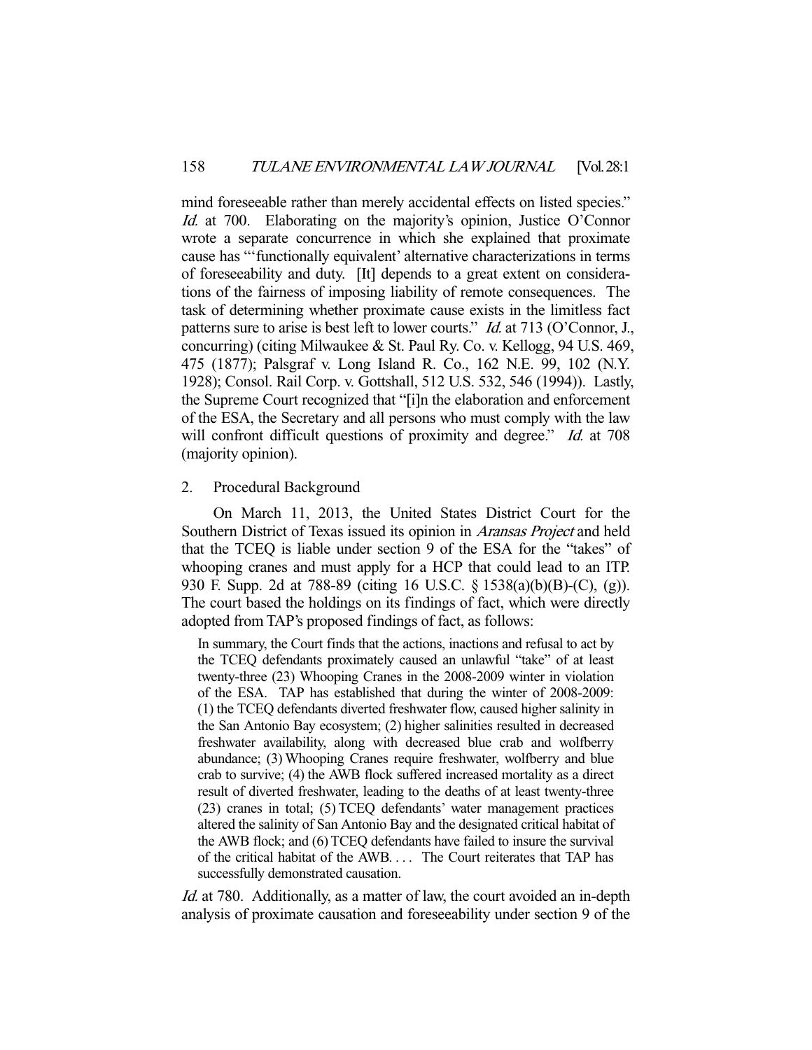mind foreseeable rather than merely accidental effects on listed species." *Id.* at 700. Elaborating on the majority's opinion, Justice O'Connor wrote a separate concurrence in which she explained that proximate cause has "'functionally equivalent' alternative characterizations in terms of foreseeability and duty. [It] depends to a great extent on considerations of the fairness of imposing liability of remote consequences. The task of determining whether proximate cause exists in the limitless fact patterns sure to arise is best left to lower courts." *Id.* at 713 (O'Connor, J., concurring) (citing Milwaukee & St. Paul Ry. Co. v. Kellogg, 94 U.S. 469, 475 (1877); Palsgraf v. Long Island R. Co., 162 N.E. 99, 102 (N.Y. 1928); Consol. Rail Corp. v. Gottshall, 512 U.S. 532, 546 (1994)). Lastly, the Supreme Court recognized that "[i]n the elaboration and enforcement of the ESA, the Secretary and all persons who must comply with the law will confront difficult questions of proximity and degree." *Id.* at 708 (majority opinion).

2. Procedural Background

On March 11, 2013, the United States District Court for the Southern District of Texas issued its opinion in *Aransas Project* and held that the TCEQ is liable under section 9 of the ESA for the "takes" of whooping cranes and must apply for a HCP that could lead to an ITP. 930 F. Supp. 2d at 788-89 (citing 16 U.S.C. § 1538(a)(b)(B)-(C), (g)). The court based the holdings on its findings of fact, which were directly adopted from TAP's proposed findings of fact, as follows:

> In summary, the Court finds that the actions, inactions and refusal to act by the TCEQ defendants proximately caused an unlawful "take" of at least twenty-three (23) Whooping Cranes in the 2008-2009 winter in violation of the ESA. TAP has established that during the winter of 2008-2009: (1) the TCEQ defendants diverted freshwater flow, caused higher salinity in the San Antonio Bay ecosystem; (2) higher salinities resulted in decreased freshwater availability, along with decreased blue crab and wolfberry abundance; (3) Whooping Cranes require freshwater, wolfberry and blue crab to survive; (4) the AWB flock suffered increased mortality as a direct result of diverted freshwater, leading to the deaths of at least twenty-three (23) cranes in total; (5) TCEQ defendants' water management practices altered the salinity of San Antonio Bay and the designated critical habitat of the AWB flock; and (6) TCEQ defendants have failed to insure the survival of the critical habitat of the AWB. . . . The Court reiterates that TAP has successfully demonstrated causation.

*Id.* at 780. Additionally, as a matter of law, the court avoided an in-depth analysis of proximate causation and foreseeability under section 9 of the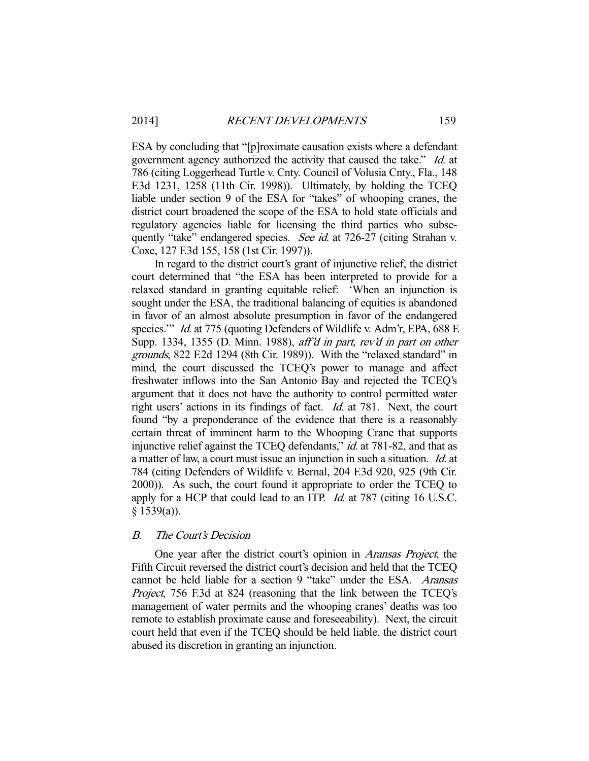ESA by concluding that "[p]roximate causation exists where a defendant government agency authorized the activity that caused the take." *Id.* at 786 (citing Loggerhead Turtle v. Cnty. Council of Volusia Cnty., Fla., 148 F.3d 1231, 1258 (11th Cir. 1998)). Ultimately, by holding the TCEQ liable under section 9 of the ESA for "takes" of whooping cranes, the district court broadened the scope of the ESA to hold state officials and regulatory agencies liable for licensing the third parties who subsequently "take" endangered species. *See id.* at 726-27 (citing Strahan v. Coxe, 127 F.3d 155, 158 (1st Cir. 1997)).

In regard to the district court's grant of injunctive relief, the district court determined that "the ESA has been interpreted to provide for a relaxed standard in granting equitable relief: 'When an injunction is sought under the ESA, the traditional balancing of equities is abandoned in favor of an almost absolute presumption in favor of the endangered species.'" *Id.* at 775 (quoting Defenders of Wildlife v. Adm'r, EPA, 688 F. Supp. 1334, 1355 (D. Minn. 1988), *aff'd in part, rev'd in part on other grounds*, 822 F.2d 1294 (8th Cir. 1989)). With the "relaxed standard" in mind, the court discussed the TCEQ's power to manage and affect freshwater inflows into the San Antonio Bay and rejected the TCEQ's argument that it does not have the authority to control permitted water right users' actions in its findings of fact. *Id.* at 781. Next, the court found "by a preponderance of the evidence that there is a reasonably certain threat of imminent harm to the Whooping Crane that supports injunctive relief against the TCEQ defendants," *id.* at 781-82, and that as a matter of law, a court must issue an injunction in such a situation. *Id.* at 784 (citing Defenders of Wildlife v. Bernal, 204 F.3d 920, 925 (9th Cir. 2000)). As such, the court found it appropriate to order the TCEQ to apply for a HCP that could lead to an ITP. *Id.* at 787 (citing 16 U.S.C. § 1539(a)).

### *B. The Court's Decision*

One year after the district court's opinion in *Aransas Project*, the Fifth Circuit reversed the district court's decision and held that the TCEQ cannot be held liable for a section 9 "take" under the ESA. *Aransas Project*, 756 F.3d at 824 (reasoning that the link between the TCEQ's management of water permits and the whooping cranes' deaths was too remote to establish proximate cause and foreseeability). Next, the circuit court held that even if the TCEQ should be held liable, the district court abused its discretion in granting an injunction.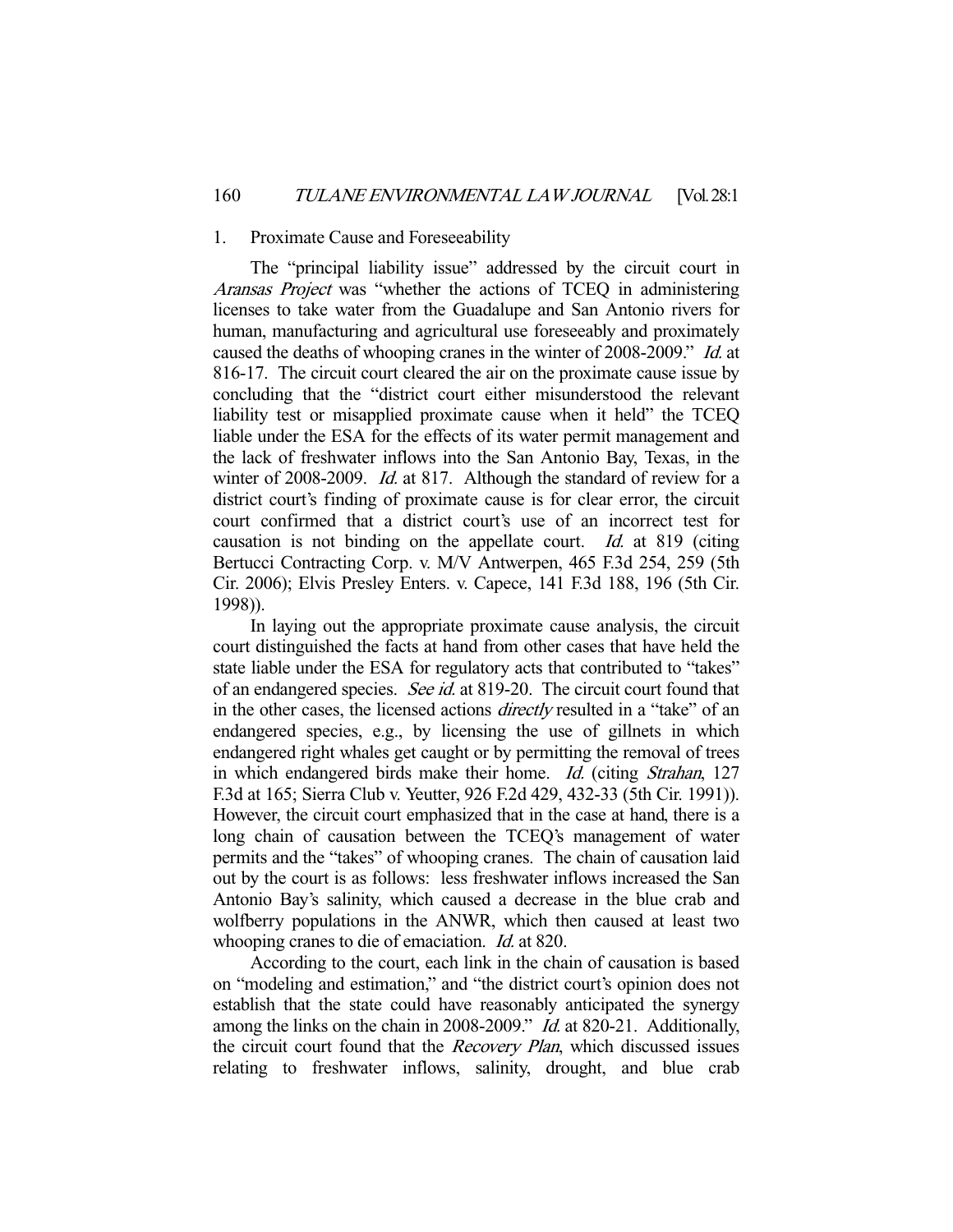### 1. Proximate Cause and Foreseeability

The "principal liability issue" addressed by the circuit court in *Aransas Project* was "whether the actions of TCEQ in administering licenses to take water from the Guadalupe and San Antonio rivers for human, manufacturing and agricultural use foreseeably and proximately caused the deaths of whooping cranes in the winter of 2008-2009." *Id.* at 816-17. The circuit court cleared the air on the proximate cause issue by concluding that the "district court either misunderstood the relevant liability test or misapplied proximate cause when it held" the TCEQ liable under the ESA for the effects of its water permit management and the lack of freshwater inflows into the San Antonio Bay, Texas, in the winter of 2008-2009. *Id.* at 817. Although the standard of review for a district court's finding of proximate cause is for clear error, the circuit court confirmed that a district court's use of an incorrect test for causation is not binding on the appellate court. *Id.* at 819 (citing Bertucci Contracting Corp. v. M/V Antwerpen, 465 F.3d 254, 259 (5th Cir. 2006); Elvis Presley Enters. v. Capece, 141 F.3d 188, 196 (5th Cir. 1998)).

In laying out the appropriate proximate cause analysis, the circuit court distinguished the facts at hand from other cases that have held the state liable under the ESA for regulatory acts that contributed to "takes" of an endangered species. *See id.* at 819-20. The circuit court found that in the other cases, the licensed actions *directly* resulted in a "take" of an endangered species, e.g., by licensing the use of gillnets in which endangered right whales get caught or by permitting the removal of trees in which endangered birds make their home. *Id.* (citing *Strahan*, 127 F.3d at 165; Sierra Club v. Yeutter, 926 F.2d 429, 432-33 (5th Cir. 1991)). However, the circuit court emphasized that in the case at hand, there is a long chain of causation between the TCEQ's management of water permits and the "takes" of whooping cranes. The chain of causation laid out by the court is as follows: less freshwater inflows increased the San Antonio Bay's salinity, which caused a decrease in the blue crab and wolfberry populations in the ANWR, which then caused at least two whooping cranes to die of emaciation. *Id.* at 820.

According to the court, each link in the chain of causation is based on "modeling and estimation," and "the district court's opinion does not establish that the state could have reasonably anticipated the synergy among the links on the chain in 2008-2009." *Id.* at 820-21. Additionally, the circuit court found that the *Recovery Plan*, which discussed issues relating to freshwater inflows, salinity, drought, and blue crab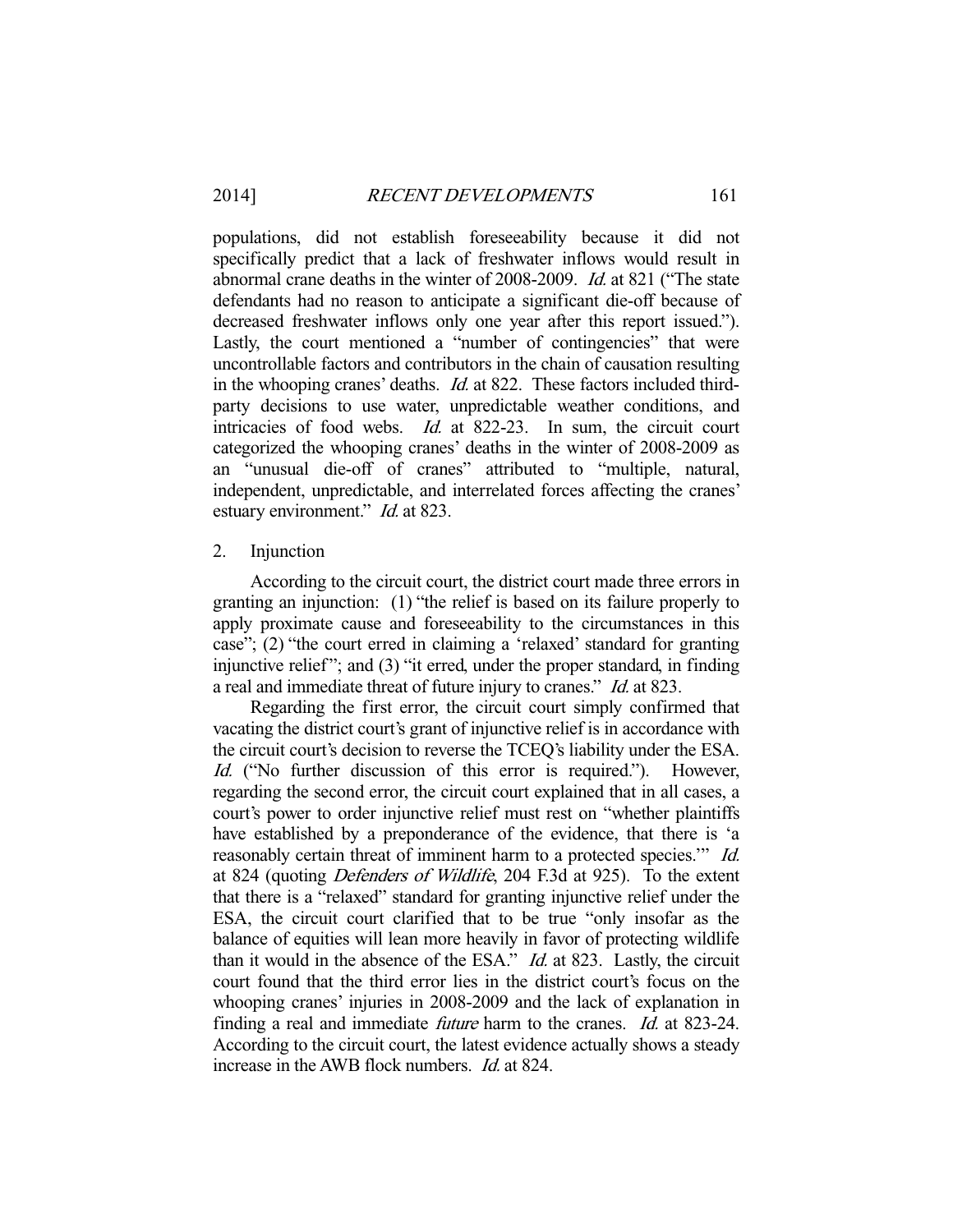populations, did not establish foreseeability because it did not specifically predict that a lack of freshwater inflows would result in abnormal crane deaths in the winter of 2008-2009. *Id.* at 821 ("The state defendants had no reason to anticipate a significant die-off because of decreased freshwater inflows only one year after this report issued."). Lastly, the court mentioned a "number of contingencies" that were uncontrollable factors and contributors in the chain of causation resulting in the whooping cranes' deaths. *Id.* at 822. These factors included third-party decisions to use water, unpredictable weather conditions, and intricacies of food webs. *Id.* at 822-23. In sum, the circuit court categorized the whooping cranes' deaths in the winter of 2008-2009 as an "unusual die-off of cranes" attributed to "multiple, natural, independent, unpredictable, and interrelated forces affecting the cranes' estuary environment." *Id.* at 823.

2. Injunction

According to the circuit court, the district court made three errors in granting an injunction: (1) "the relief is based on its failure properly to apply proximate cause and foreseeability to the circumstances in this case"; (2) "the court erred in claiming a 'relaxed' standard for granting injunctive relief"; and (3) "it erred, under the proper standard, in finding a real and immediate threat of future injury to cranes." *Id.* at 823.

Regarding the first error, the circuit court simply confirmed that vacating the district court's grant of injunctive relief is in accordance with the circuit court's decision to reverse the TCEQ's liability under the ESA. *Id.* ("No further discussion of this error is required."). However, regarding the second error, the circuit court explained that in all cases, a court's power to order injunctive relief must rest on "whether plaintiffs have established by a preponderance of the evidence, that there is 'a reasonably certain threat of imminent harm to a protected species.'" *Id.* at 824 (quoting *Defenders of Wildlife*, 204 F.3d at 925). To the extent that there is a "relaxed" standard for granting injunctive relief under the ESA, the circuit court clarified that to be true "only insofar as the balance of equities will lean more heavily in favor of protecting wildlife than it would in the absence of the ESA." *Id.* at 823. Lastly, the circuit court found that the third error lies in the district court's focus on the whooping cranes' injuries in 2008-2009 and the lack of explanation in finding a real and immediate *future* harm to the cranes. *Id.* at 823-24. According to the circuit court, the latest evidence actually shows a steady increase in the AWB flock numbers. *Id.* at 824.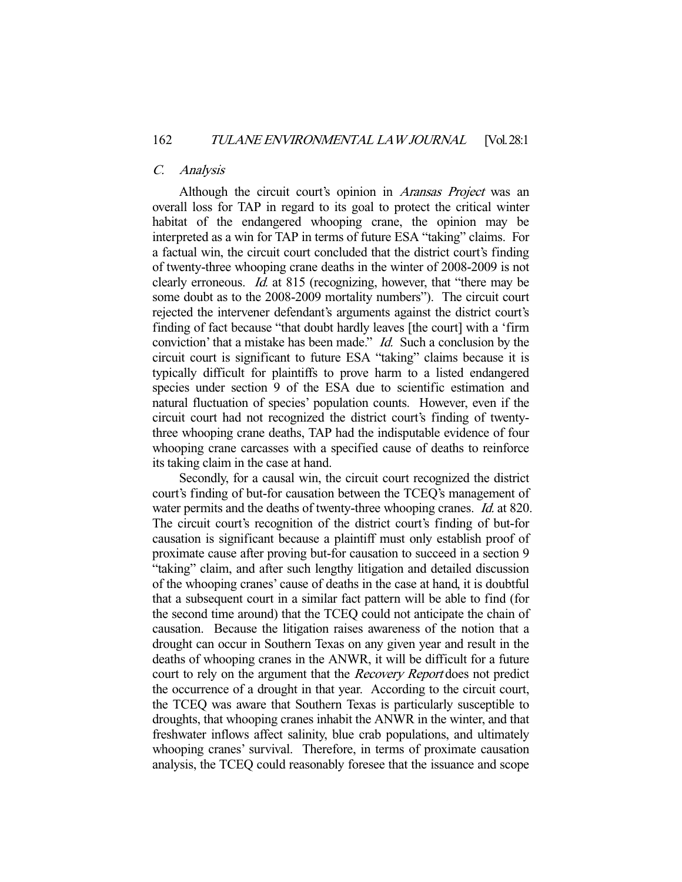### C. *Analysis*

Although the circuit court's opinion in *Aransas Project* was an overall loss for TAP in regard to its goal to protect the critical winter habitat of the endangered whooping crane, the opinion may be interpreted as a win for TAP in terms of future ESA "taking" claims. For a factual win, the circuit court concluded that the district court's finding of twenty-three whooping crane deaths in the winter of 2008-2009 is not clearly erroneous. *Id.* at 815 (recognizing, however, that "there may be some doubt as to the 2008-2009 mortality numbers"). The circuit court rejected the intervener defendant's arguments against the district court's finding of fact because "that doubt hardly leaves [the court] with a 'firm conviction' that a mistake has been made." *Id.* Such a conclusion by the circuit court is significant to future ESA "taking" claims because it is typically difficult for plaintiffs to prove harm to a listed endangered species under section 9 of the ESA due to scientific estimation and natural fluctuation of species' population counts. However, even if the circuit court had not recognized the district court's finding of twenty-three whooping crane deaths, TAP had the indisputable evidence of four whooping crane carcasses with a specified cause of deaths to reinforce its taking claim in the case at hand.

Secondly, for a causal win, the circuit court recognized the district court's finding of but-for causation between the TCEQ's management of water permits and the deaths of twenty-three whooping cranes. *Id.* at 820. The circuit court's recognition of the district court's finding of but-for causation is significant because a plaintiff must only establish proof of proximate cause after proving but-for causation to succeed in a section 9 "taking" claim, and after such lengthy litigation and detailed discussion of the whooping cranes' cause of deaths in the case at hand, it is doubtful that a subsequent court in a similar fact pattern will be able to find (for the second time around) that the TCEQ could not anticipate the chain of causation. Because the litigation raises awareness of the notion that a drought can occur in Southern Texas on any given year and result in the deaths of whooping cranes in the ANWR, it will be difficult for a future court to rely on the argument that the *Recovery Report* does not predict the occurrence of a drought in that year. According to the circuit court, the TCEQ was aware that Southern Texas is particularly susceptible to droughts, that whooping cranes inhabit the ANWR in the winter, and that freshwater inflows affect salinity, blue crab populations, and ultimately whooping cranes' survival. Therefore, in terms of proximate causation analysis, the TCEQ could reasonably foresee that the issuance and scope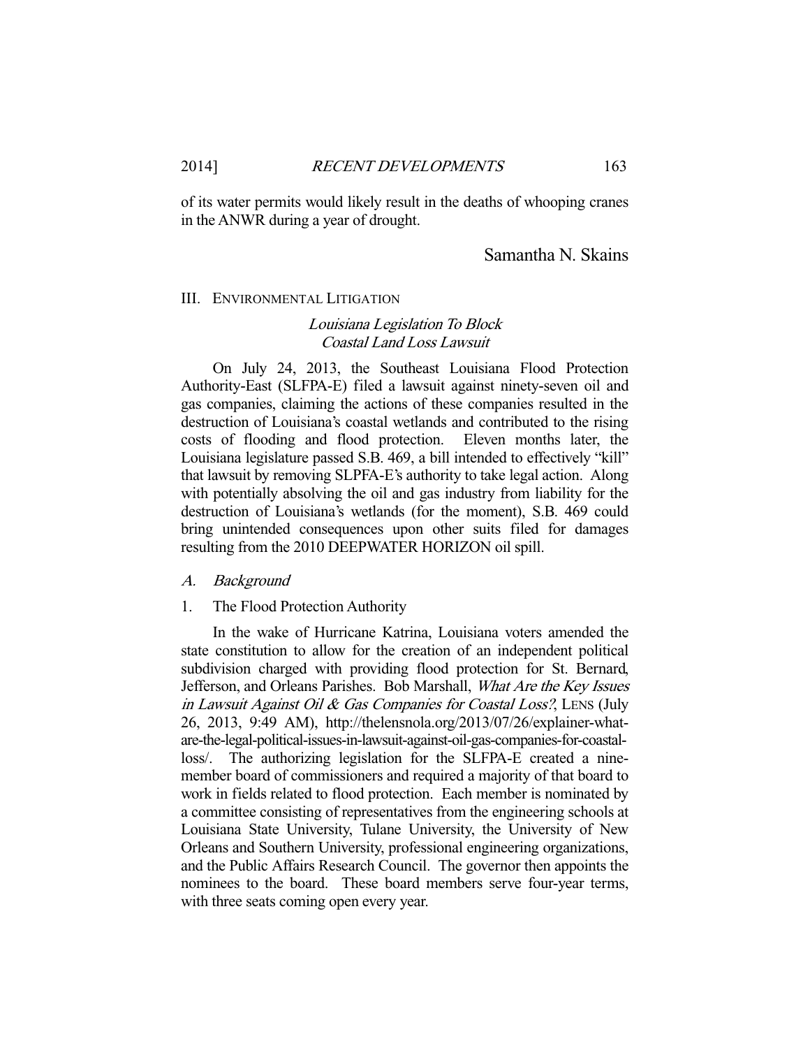of its water permits would likely result in the deaths of whooping cranes in the ANWR during a year of drought.

Samantha N. Skains

## III. Environmental Litigation

### *Louisiana Legislation To Block Coastal Land Loss Lawsuit*

On July 24, 2013, the Southeast Louisiana Flood Protection Authority-East (SLFPA-E) filed a lawsuit against ninety-seven oil and gas companies, claiming the actions of these companies resulted in the destruction of Louisiana's coastal wetlands and contributed to the rising costs of flooding and flood protection. Eleven months later, the Louisiana legislature passed S.B. 469, a bill intended to effectively "kill" that lawsuit by removing SLPFA-E's authority to take legal action. Along with potentially absolving the oil and gas industry from liability for the destruction of Louisiana's wetlands (for the moment), S.B. 469 could bring unintended consequences upon other suits filed for damages resulting from the 2010 DEEPWATER HORIZON oil spill.

#### *A. Background*

##### 1. The Flood Protection Authority

In the wake of Hurricane Katrina, Louisiana voters amended the state constitution to allow for the creation of an independent political subdivision charged with providing flood protection for St. Bernard, Jefferson, and Orleans Parishes. Bob Marshall, *What Are the Key Issues in Lawsuit Against Oil & Gas Companies for Coastal Loss?*, LENS (July 26, 2013, 9:49 AM), http://thelensnola.org/2013/07/26/explainer-what-are-the-legal-political-issues-in-lawsuit-against-oil-gas-companies-for-coastal-loss/. The authorizing legislation for the SLFPA-E created a nine-member board of commissioners and required a majority of that board to work in fields related to flood protection. Each member is nominated by a committee consisting of representatives from the engineering schools at Louisiana State University, Tulane University, the University of New Orleans and Southern University, professional engineering organizations, and the Public Affairs Research Council. The governor then appoints the nominees to the board. These board members serve four-year terms, with three seats coming open every year.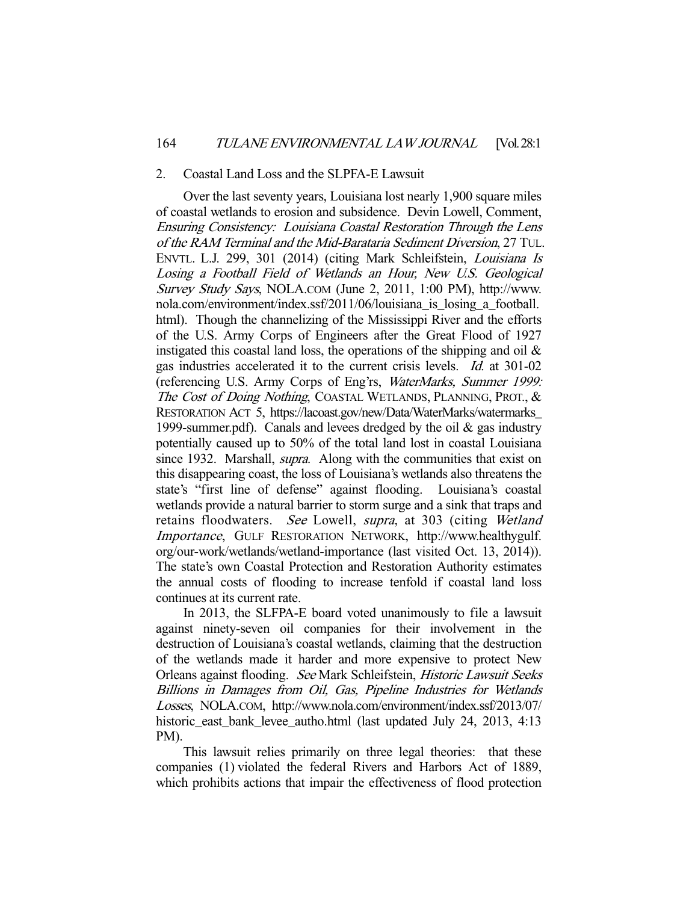### 2. Coastal Land Loss and the SLPFA-E Lawsuit

Over the last seventy years, Louisiana lost nearly 1,900 square miles of coastal wetlands to erosion and subsidence. Devin Lowell, Comment, *Ensuring Consistency: Louisiana Coastal Restoration Through the Lens of the RAM Terminal and the Mid-Barataria Sediment Diversion*, 27 TUL. ENVTL. L.J. 299, 301 (2014) (citing Mark Schleifstein, *Louisiana Is Losing a Football Field of Wetlands an Hour, New U.S. Geological Survey Study Says*, NOLA.COM (June 2, 2011, 1:00 PM), http://www.nola.com/environment/index.ssf/2011/06/louisiana_is_losing_a_football.html). Though the channelizing of the Mississippi River and the efforts of the U.S. Army Corps of Engineers after the Great Flood of 1927 instigated this coastal land loss, the operations of the shipping and oil & gas industries accelerated it to the current crisis levels. *Id.* at 301-02 (referencing U.S. Army Corps of Eng'rs, *WaterMarks, Summer 1999: The Cost of Doing Nothing*, COASTAL WETLANDS, PLANNING, PROT., & RESTORATION ACT 5, https://lacoast.gov/new/Data/WaterMarks/watermarks_1999-summer.pdf). Canals and levees dredged by the oil & gas industry potentially caused up to 50% of the total land lost in coastal Louisiana since 1932. Marshall, *supra*. Along with the communities that exist on this disappearing coast, the loss of Louisiana's wetlands also threatens the state's "first line of defense" against flooding. Louisiana's coastal wetlands provide a natural barrier to storm surge and a sink that traps and retains floodwaters. *See* Lowell, *supra*, at 303 (citing *Wetland Importance*, GULF RESTORATION NETWORK, http://www.healthygulf.org/our-work/wetlands/wetland-importance (last visited Oct. 13, 2014)). The state's own Coastal Protection and Restoration Authority estimates the annual costs of flooding to increase tenfold if coastal land loss continues at its current rate.

In 2013, the SLFPA-E board voted unanimously to file a lawsuit against ninety-seven oil companies for their involvement in the destruction of Louisiana's coastal wetlands, claiming that the destruction of the wetlands made it harder and more expensive to protect New Orleans against flooding. *See* Mark Schleifstein, *Historic Lawsuit Seeks Billions in Damages from Oil, Gas, Pipeline Industries for Wetlands Losses*, NOLA.COM, http://www.nola.com/environment/index.ssf/2013/07/historic_east_bank_levee_autho.html (last updated July 24, 2013, 4:13 PM).

This lawsuit relies primarily on three legal theories: that these companies (1) violated the federal Rivers and Harbors Act of 1889, which prohibits actions that impair the effectiveness of flood protection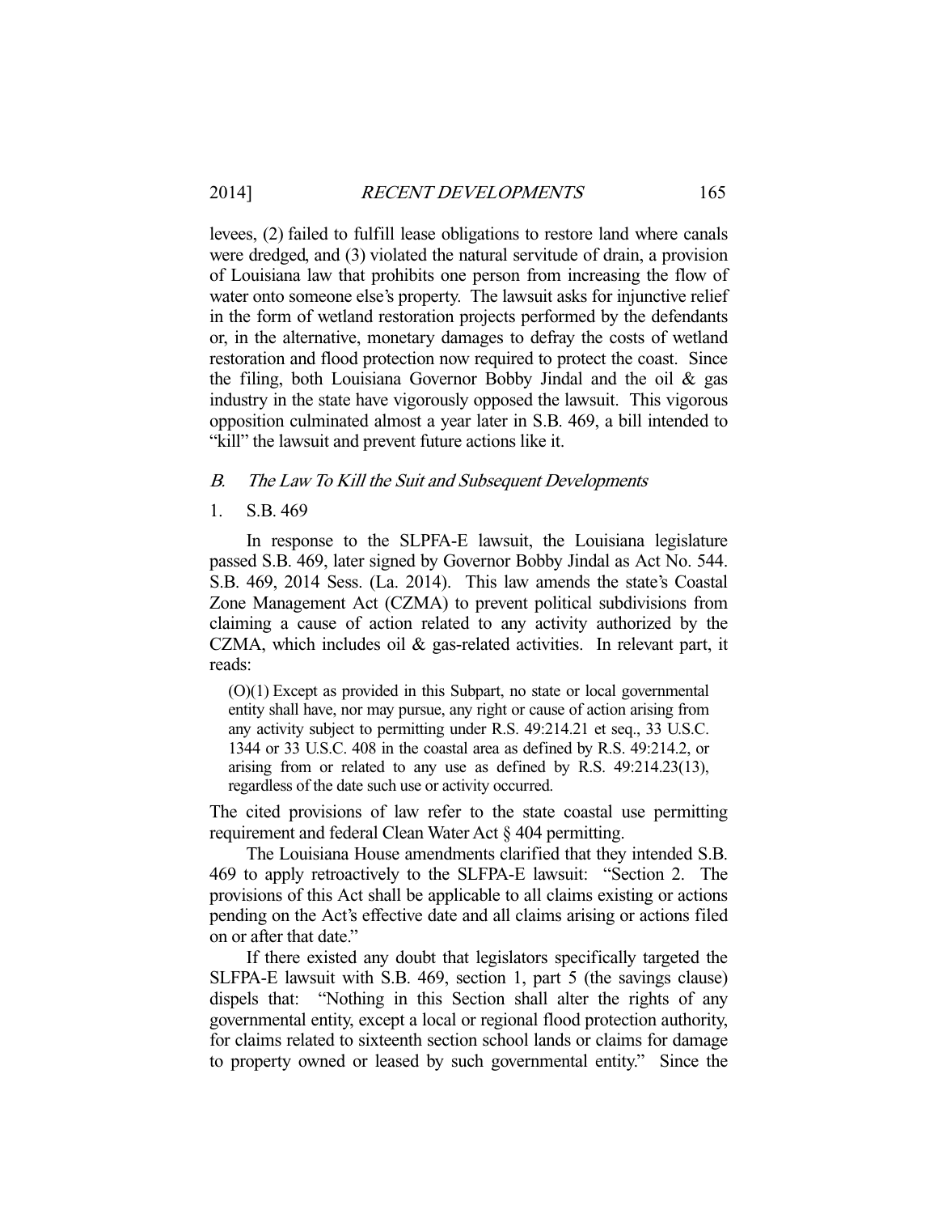levees, (2) failed to fulfill lease obligations to restore land where canals were dredged, and (3) violated the natural servitude of drain, a provision of Louisiana law that prohibits one person from increasing the flow of water onto someone else's property. The lawsuit asks for injunctive relief in the form of wetland restoration projects performed by the defendants or, in the alternative, monetary damages to defray the costs of wetland restoration and flood protection now required to protect the coast. Since the filing, both Louisiana Governor Bobby Jindal and the oil & gas industry in the state have vigorously opposed the lawsuit. This vigorous opposition culminated almost a year later in S.B. 469, a bill intended to "kill" the lawsuit and prevent future actions like it.

### *B. The Law To Kill the Suit and Subsequent Developments*

#### 1. S.B. 469

In response to the SLPFA-E lawsuit, the Louisiana legislature passed S.B. 469, later signed by Governor Bobby Jindal as Act No. 544. S.B. 469, 2014 Sess. (La. 2014). This law amends the state's Coastal Zone Management Act (CZMA) to prevent political subdivisions from claiming a cause of action related to any activity authorized by the CZMA, which includes oil & gas-related activities. In relevant part, it reads:

> (O)(1) Except as provided in this Subpart, no state or local governmental entity shall have, nor may pursue, any right or cause of action arising from any activity subject to permitting under R.S. 49:214.21 et seq., 33 U.S.C. 1344 or 33 U.S.C. 408 in the coastal area as defined by R.S. 49:214.2, or arising from or related to any use as defined by R.S. 49:214.23(13), regardless of the date such use or activity occurred.

The cited provisions of law refer to the state coastal use permitting requirement and federal Clean Water Act § 404 permitting.

The Louisiana House amendments clarified that they intended S.B. 469 to apply retroactively to the SLFPA-E lawsuit: "Section 2. The provisions of this Act shall be applicable to all claims existing or actions pending on the Act's effective date and all claims arising or actions filed on or after that date."

If there existed any doubt that legislators specifically targeted the SLFPA-E lawsuit with S.B. 469, section 1, part 5 (the savings clause) dispels that: "Nothing in this Section shall alter the rights of any governmental entity, except a local or regional flood protection authority, for claims related to sixteenth section school lands or claims for damage to property owned or leased by such governmental entity." Since the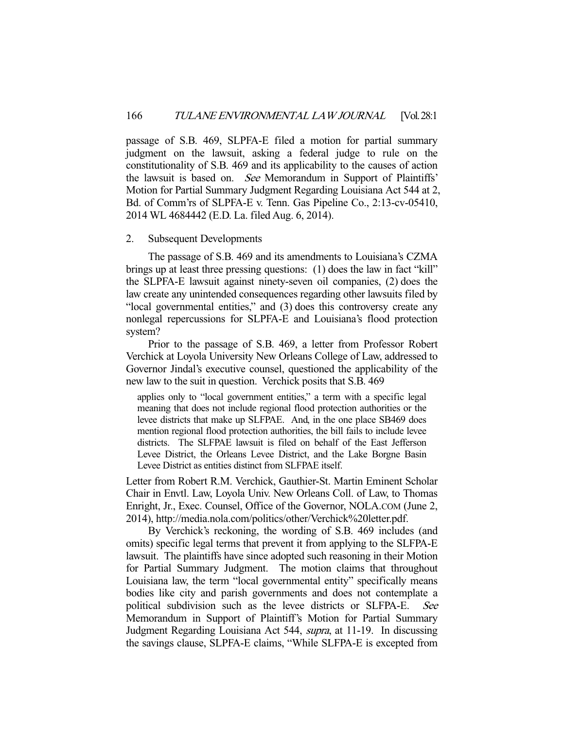passage of S.B. 469, SLPFA-E filed a motion for partial summary judgment on the lawsuit, asking a federal judge to rule on the constitutionality of S.B. 469 and its applicability to the causes of action the lawsuit is based on. *See* Memorandum in Support of Plaintiffs' Motion for Partial Summary Judgment Regarding Louisiana Act 544 at 2, Bd. of Comm'rs of SLPFA-E v. Tenn. Gas Pipeline Co., 2:13-cv-05410, 2014 WL 4684442 (E.D. La. filed Aug. 6, 2014).

### 2. Subsequent Developments

The passage of S.B. 469 and its amendments to Louisiana's CZMA brings up at least three pressing questions: (1) does the law in fact "kill" the SLPFA-E lawsuit against ninety-seven oil companies, (2) does the law create any unintended consequences regarding other lawsuits filed by "local governmental entities," and (3) does this controversy create any nonlegal repercussions for SLPFA-E and Louisiana's flood protection system?

Prior to the passage of S.B. 469, a letter from Professor Robert Verchick at Loyola University New Orleans College of Law, addressed to Governor Jindal's executive counsel, questioned the applicability of the new law to the suit in question. Verchick posits that S.B. 469

> applies only to "local government entities," a term with a specific legal meaning that does not include regional flood protection authorities or the levee districts that make up SLFPAE. And, in the one place SB469 does mention regional flood protection authorities, the bill fails to include levee districts. The SLFPAE lawsuit is filed on behalf of the East Jefferson Levee District, the Orleans Levee District, and the Lake Borgne Basin Levee District as entities distinct from SLFPAE itself.

Letter from Robert R.M. Verchick, Gauthier-St. Martin Eminent Scholar Chair in Envtl. Law, Loyola Univ. New Orleans Coll. of Law, to Thomas Enright, Jr., Exec. Counsel, Office of the Governor, NOLA.COM (June 2, 2014), http://media.nola.com/politics/other/Verchick%20letter.pdf.

By Verchick's reckoning, the wording of S.B. 469 includes (and omits) specific legal terms that prevent it from applying to the SLFPA-E lawsuit. The plaintiffs have since adopted such reasoning in their Motion for Partial Summary Judgment. The motion claims that throughout Louisiana law, the term "local governmental entity" specifically means bodies like city and parish governments and does not contemplate a political subdivision such as the levee districts or SLFPA-E. *See* Memorandum in Support of Plaintiff's Motion for Partial Summary Judgment Regarding Louisiana Act 544, *supra*, at 11-19. In discussing the savings clause, SLPFA-E claims, "While SLFPA-E is excepted from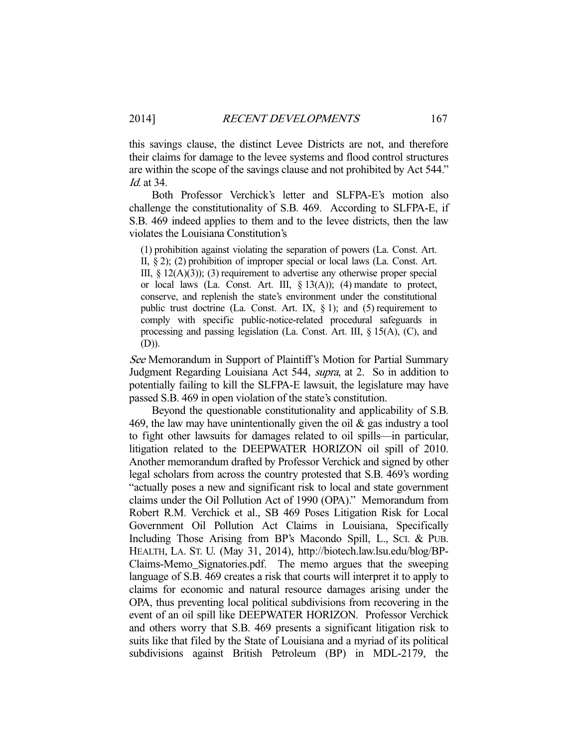this savings clause, the distinct Levee Districts are not, and therefore their claims for damage to the levee systems and flood control structures are within the scope of the savings clause and not prohibited by Act 544." *Id.* at 34.

Both Professor Verchick's letter and SLFPA-E's motion also challenge the constitutionality of S.B. 469. According to SLFPA-E, if S.B. 469 indeed applies to them and to the levee districts, then the law violates the Louisiana Constitution's

> (1) prohibition against violating the separation of powers (La. Const. Art. II, § 2); (2) prohibition of improper special or local laws (La. Const. Art. III, § 12(A)(3)); (3) requirement to advertise any otherwise proper special or local laws (La. Const. Art. III, § 13(A)); (4) mandate to protect, conserve, and replenish the state's environment under the constitutional public trust doctrine (La. Const. Art. IX, § 1); and (5) requirement to comply with specific public-notice-related procedural safeguards in processing and passing legislation (La. Const. Art. III, § 15(A), (C), and (D)).

*See* Memorandum in Support of Plaintiff's Motion for Partial Summary Judgment Regarding Louisiana Act 544, *supra*, at 2. So in addition to potentially failing to kill the SLFPA-E lawsuit, the legislature may have passed S.B. 469 in open violation of the state's constitution.

Beyond the questionable constitutionality and applicability of S.B. 469, the law may have unintentionally given the oil & gas industry a tool to fight other lawsuits for damages related to oil spills—in particular, litigation related to the DEEPWATER HORIZON oil spill of 2010. Another memorandum drafted by Professor Verchick and signed by other legal scholars from across the country protested that S.B. 469's wording "actually poses a new and significant risk to local and state government claims under the Oil Pollution Act of 1990 (OPA)." Memorandum from Robert R.M. Verchick et al., SB 469 Poses Litigation Risk for Local Government Oil Pollution Act Claims in Louisiana, Specifically Including Those Arising from BP's Macondo Spill, L., SCI. & PUB. HEALTH, LA. ST. U. (May 31, 2014), http://biotech.law.lsu.edu/blog/BP-Claims-Memo_Signatories.pdf. The memo argues that the sweeping language of S.B. 469 creates a risk that courts will interpret it to apply to claims for economic and natural resource damages arising under the OPA, thus preventing local political subdivisions from recovering in the event of an oil spill like DEEPWATER HORIZON. Professor Verchick and others worry that S.B. 469 presents a significant litigation risk to suits like that filed by the State of Louisiana and a myriad of its political subdivisions against British Petroleum (BP) in MDL-2179, the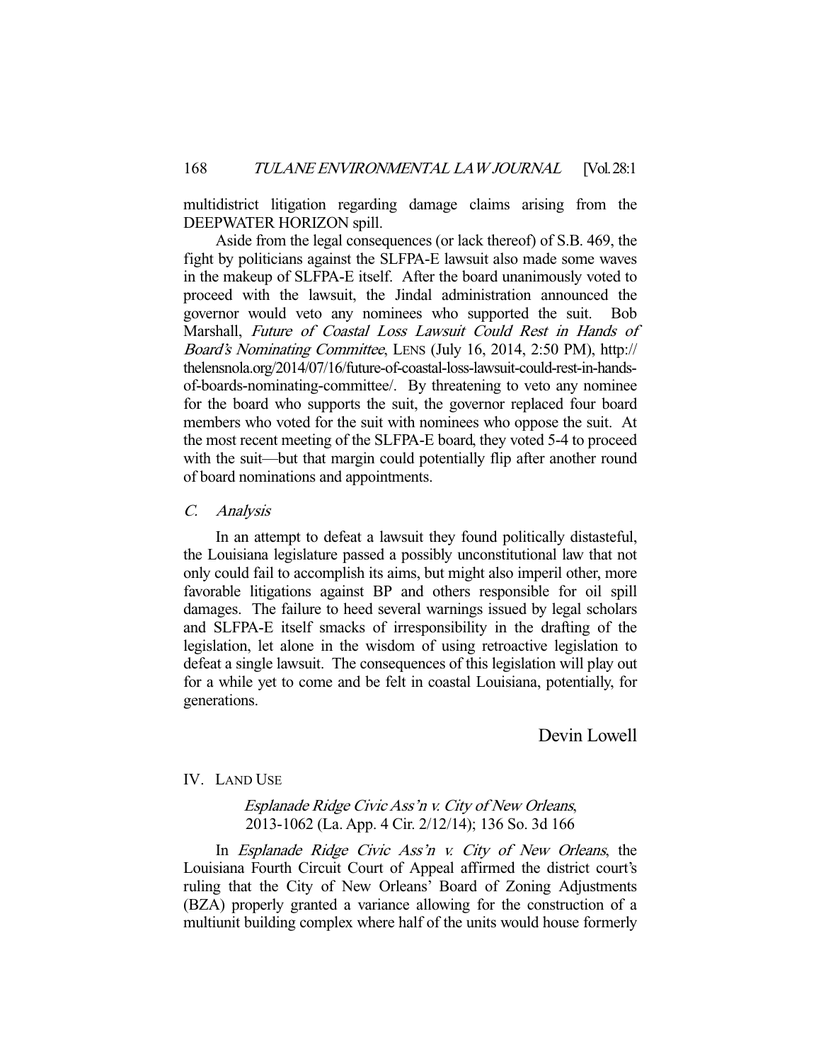multidistrict litigation regarding damage claims arising from the DEEPWATER HORIZON spill.

Aside from the legal consequences (or lack thereof) of S.B. 469, the fight by politicians against the SLFPA-E lawsuit also made some waves in the makeup of SLFPA-E itself. After the board unanimously voted to proceed with the lawsuit, the Jindal administration announced the governor would veto any nominees who supported the suit. Bob Marshall, *Future of Coastal Loss Lawsuit Could Rest in Hands of Board's Nominating Committee*, LENS (July 16, 2014, 2:50 PM), http://thelensnola.org/2014/07/16/future-of-coastal-loss-lawsuit-could-rest-in-hands-of-boards-nominating-committee/. By threatening to veto any nominee for the board who supports the suit, the governor replaced four board members who voted for the suit with nominees who oppose the suit. At the most recent meeting of the SLFPA-E board, they voted 5-4 to proceed with the suit—but that margin could potentially flip after another round of board nominations and appointments.

### *C. Analysis*

In an attempt to defeat a lawsuit they found politically distasteful, the Louisiana legislature passed a possibly unconstitutional law that not only could fail to accomplish its aims, but might also imperil other, more favorable litigations against BP and others responsible for oil spill damages. The failure to heed several warnings issued by legal scholars and SLFPA-E itself smacks of irresponsibility in the drafting of the legislation, let alone in the wisdom of using retroactive legislation to defeat a single lawsuit. The consequences of this legislation will play out for a while yet to come and be felt in coastal Louisiana, potentially, for generations.

Devin Lowell

## IV. LAND USE

*Esplanade Ridge Civic Ass'n v. City of New Orleans*,
2013-1062 (La. App. 4 Cir. 2/12/14); 136 So. 3d 166

In *Esplanade Ridge Civic Ass'n v. City of New Orleans*, the Louisiana Fourth Circuit Court of Appeal affirmed the district court's ruling that the City of New Orleans' Board of Zoning Adjustments (BZA) properly granted a variance allowing for the construction of a multiunit building complex where half of the units would house formerly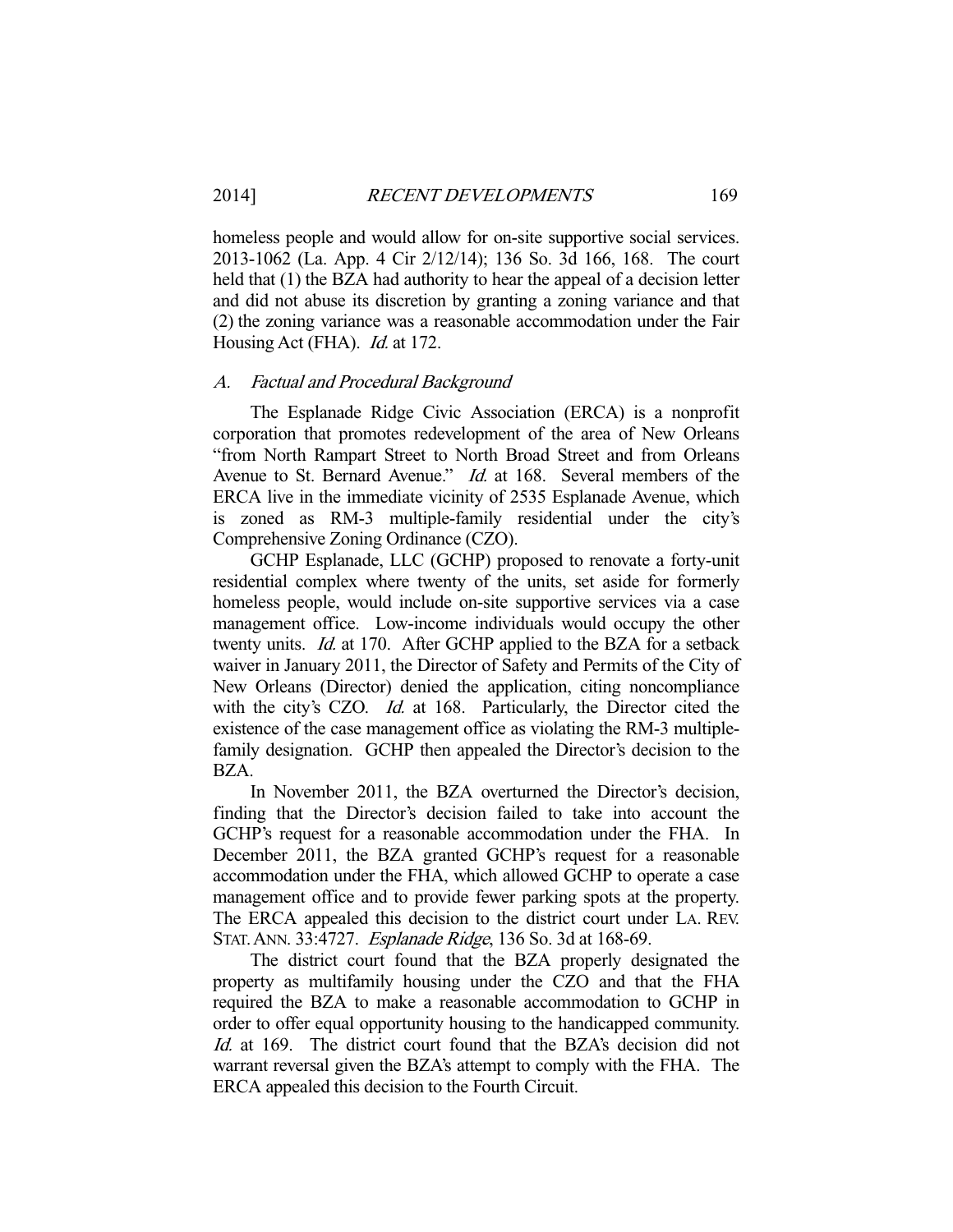homeless people and would allow for on-site supportive social services. 2013-1062 (La. App. 4 Cir 2/12/14); 136 So. 3d 166, 168. The court held that (1) the BZA had authority to hear the appeal of a decision letter and did not abuse its discretion by granting a zoning variance and that (2) the zoning variance was a reasonable accommodation under the Fair Housing Act (FHA). *Id.* at 172.

### A. *Factual and Procedural Background*

The Esplanade Ridge Civic Association (ERCA) is a nonprofit corporation that promotes redevelopment of the area of New Orleans "from North Rampart Street to North Broad Street and from Orleans Avenue to St. Bernard Avenue." *Id.* at 168. Several members of the ERCA live in the immediate vicinity of 2535 Esplanade Avenue, which is zoned as RM-3 multiple-family residential under the city's Comprehensive Zoning Ordinance (CZO).

GCHP Esplanade, LLC (GCHP) proposed to renovate a forty-unit residential complex where twenty of the units, set aside for formerly homeless people, would include on-site supportive services via a case management office. Low-income individuals would occupy the other twenty units. *Id.* at 170. After GCHP applied to the BZA for a setback waiver in January 2011, the Director of Safety and Permits of the City of New Orleans (Director) denied the application, citing noncompliance with the city's CZO. *Id.* at 168. Particularly, the Director cited the existence of the case management office as violating the RM-3 multiple-family designation. GCHP then appealed the Director's decision to the BZA.

In November 2011, the BZA overturned the Director's decision, finding that the Director's decision failed to take into account the GCHP's request for a reasonable accommodation under the FHA. In December 2011, the BZA granted GCHP's request for a reasonable accommodation under the FHA, which allowed GCHP to operate a case management office and to provide fewer parking spots at the property. The ERCA appealed this decision to the district court under LA. REV. STAT. ANN. 33:4727. *Esplanade Ridge*, 136 So. 3d at 168-69.

The district court found that the BZA properly designated the property as multifamily housing under the CZO and that the FHA required the BZA to make a reasonable accommodation to GCHP in order to offer equal opportunity housing to the handicapped community. *Id.* at 169. The district court found that the BZA's decision did not warrant reversal given the BZA's attempt to comply with the FHA. The ERCA appealed this decision to the Fourth Circuit.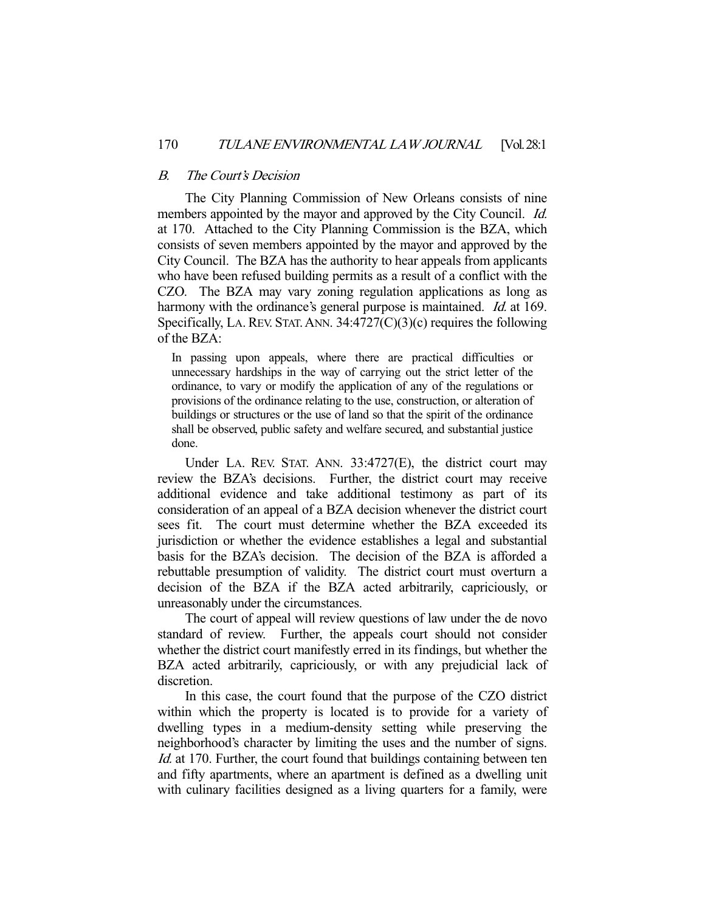### *B. The Court's Decision*

The City Planning Commission of New Orleans consists of nine members appointed by the mayor and approved by the City Council. *Id.* at 170. Attached to the City Planning Commission is the BZA, which consists of seven members appointed by the mayor and approved by the City Council. The BZA has the authority to hear appeals from applicants who have been refused building permits as a result of a conflict with the CZO. The BZA may vary zoning regulation applications as long as harmony with the ordinance's general purpose is maintained. *Id.* at 169. Specifically, LA. REV. STAT. ANN. 34:4727(C)(3)(c) requires the following of the BZA:

> In passing upon appeals, where there are practical difficulties or unnecessary hardships in the way of carrying out the strict letter of the ordinance, to vary or modify the application of any of the regulations or provisions of the ordinance relating to the use, construction, or alteration of buildings or structures or the use of land so that the spirit of the ordinance shall be observed, public safety and welfare secured, and substantial justice done.

Under LA. REV. STAT. ANN. 33:4727(E), the district court may review the BZA's decisions. Further, the district court may receive additional evidence and take additional testimony as part of its consideration of an appeal of a BZA decision whenever the district court sees fit. The court must determine whether the BZA exceeded its jurisdiction or whether the evidence establishes a legal and substantial basis for the BZA's decision. The decision of the BZA is afforded a rebuttable presumption of validity. The district court must overturn a decision of the BZA if the BZA acted arbitrarily, capriciously, or unreasonably under the circumstances.

The court of appeal will review questions of law under the de novo standard of review. Further, the appeals court should not consider whether the district court manifestly erred in its findings, but whether the BZA acted arbitrarily, capriciously, or with any prejudicial lack of discretion.

In this case, the court found that the purpose of the CZO district within which the property is located is to provide for a variety of dwelling types in a medium-density setting while preserving the neighborhood's character by limiting the uses and the number of signs. *Id.* at 170. Further, the court found that buildings containing between ten and fifty apartments, where an apartment is defined as a dwelling unit with culinary facilities designed as a living quarters for a family, were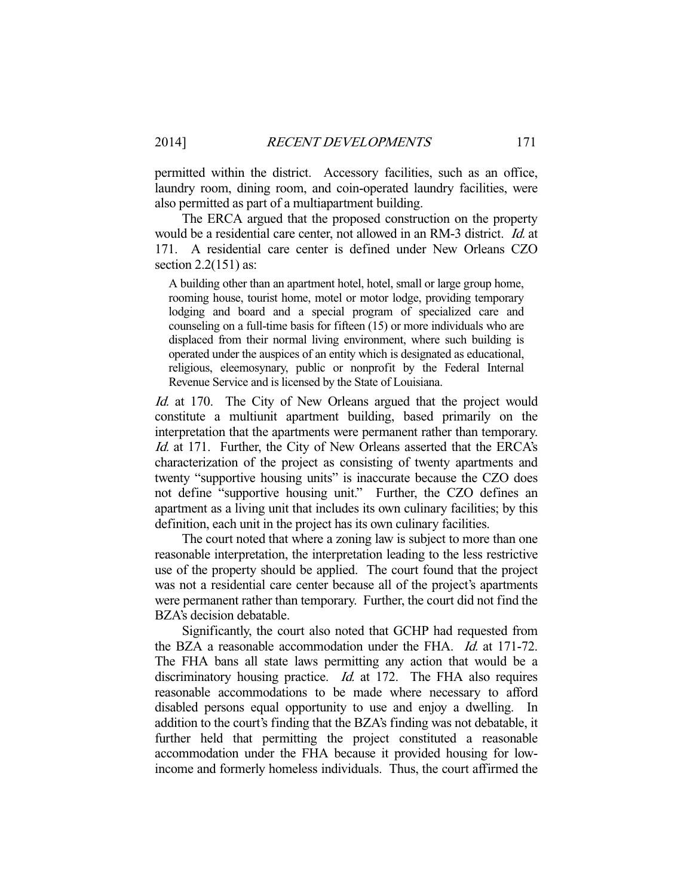permitted within the district. Accessory facilities, such as an office, laundry room, dining room, and coin-operated laundry facilities, were also permitted as part of a multiapartment building.

The ERCA argued that the proposed construction on the property would be a residential care center, not allowed in an RM-3 district. *Id.* at 171. A residential care center is defined under New Orleans CZO section 2.2(151) as:

> A building other than an apartment hotel, hotel, small or large group home, rooming house, tourist home, motel or motor lodge, providing temporary lodging and board and a special program of specialized care and counseling on a full-time basis for fifteen (15) or more individuals who are displaced from their normal living environment, where such building is operated under the auspices of an entity which is designated as educational, religious, eleemosynary, public or nonprofit by the Federal Internal Revenue Service and is licensed by the State of Louisiana.

*Id.* at 170. The City of New Orleans argued that the project would constitute a multiunit apartment building, based primarily on the interpretation that the apartments were permanent rather than temporary. *Id.* at 171. Further, the City of New Orleans asserted that the ERCA's characterization of the project as consisting of twenty apartments and twenty "supportive housing units" is inaccurate because the CZO does not define "supportive housing unit." Further, the CZO defines an apartment as a living unit that includes its own culinary facilities; by this definition, each unit in the project has its own culinary facilities.

The court noted that where a zoning law is subject to more than one reasonable interpretation, the interpretation leading to the less restrictive use of the property should be applied. The court found that the project was not a residential care center because all of the project's apartments were permanent rather than temporary. Further, the court did not find the BZA's decision debatable.

Significantly, the court also noted that GCHP had requested from the BZA a reasonable accommodation under the FHA. *Id.* at 171-72. The FHA bans all state laws permitting any action that would be a discriminatory housing practice. *Id.* at 172. The FHA also requires reasonable accommodations to be made where necessary to afford disabled persons equal opportunity to use and enjoy a dwelling. In addition to the court's finding that the BZA's finding was not debatable, it further held that permitting the project constituted a reasonable accommodation under the FHA because it provided housing for low-income and formerly homeless individuals. Thus, the court affirmed the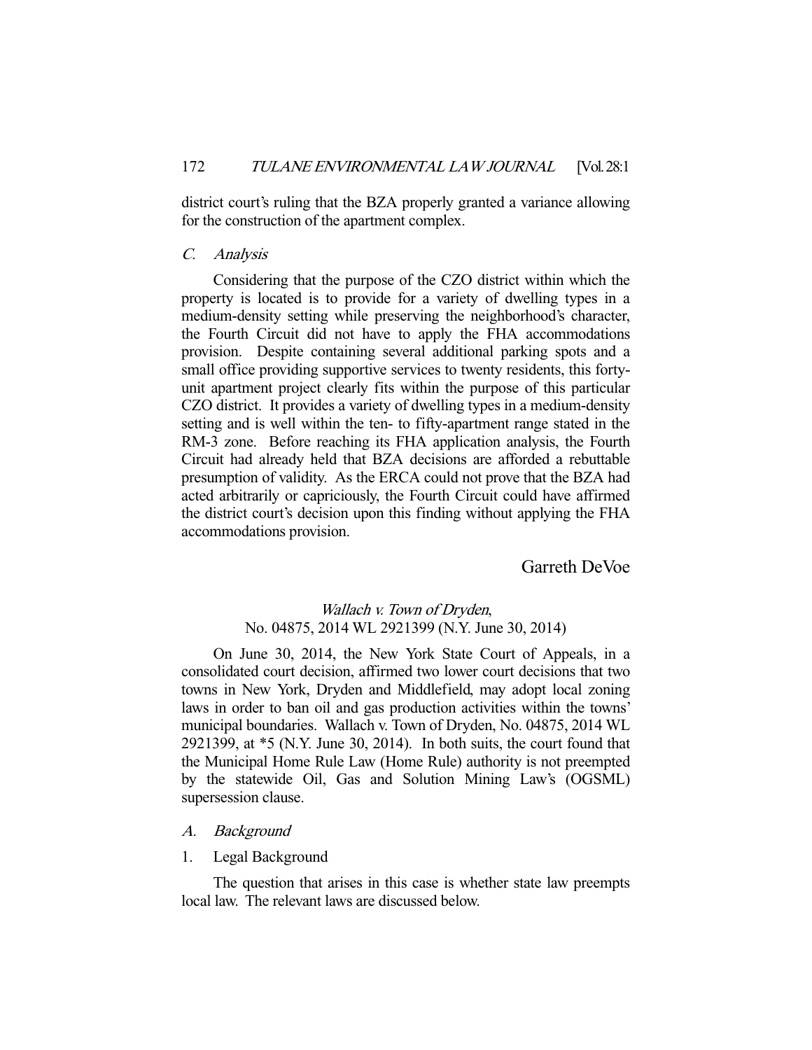district court's ruling that the BZA properly granted a variance allowing for the construction of the apartment complex.

### *C. Analysis*

Considering that the purpose of the CZO district within which the property is located is to provide for a variety of dwelling types in a medium-density setting while preserving the neighborhood's character, the Fourth Circuit did not have to apply the FHA accommodations provision. Despite containing several additional parking spots and a small office providing supportive services to twenty residents, this forty-unit apartment project clearly fits within the purpose of this particular CZO district. It provides a variety of dwelling types in a medium-density setting and is well within the ten- to fifty-apartment range stated in the RM-3 zone. Before reaching its FHA application analysis, the Fourth Circuit had already held that BZA decisions are afforded a rebuttable presumption of validity. As the ERCA could not prove that the BZA had acted arbitrarily or capriciously, the Fourth Circuit could have affirmed the district court's decision upon this finding without applying the FHA accommodations provision.

Garreth DeVoe

## *Wallach v. Town of Dryden*, No. 04875, 2014 WL 2921399 (N.Y. June 30, 2014)

On June 30, 2014, the New York State Court of Appeals, in a consolidated court decision, affirmed two lower court decisions that two towns in New York, Dryden and Middlefield, may adopt local zoning laws in order to ban oil and gas production activities within the towns' municipal boundaries. Wallach v. Town of Dryden, No. 04875, 2014 WL 2921399, at *5 (N.Y. June 30, 2014). In both suits, the court found that the Municipal Home Rule Law (Home Rule) authority is not preempted by the statewide Oil, Gas and Solution Mining Law's (OGSML) supersession clause.

### *A. Background*

#### 1. Legal Background

The question that arises in this case is whether state law preempts local law. The relevant laws are discussed below.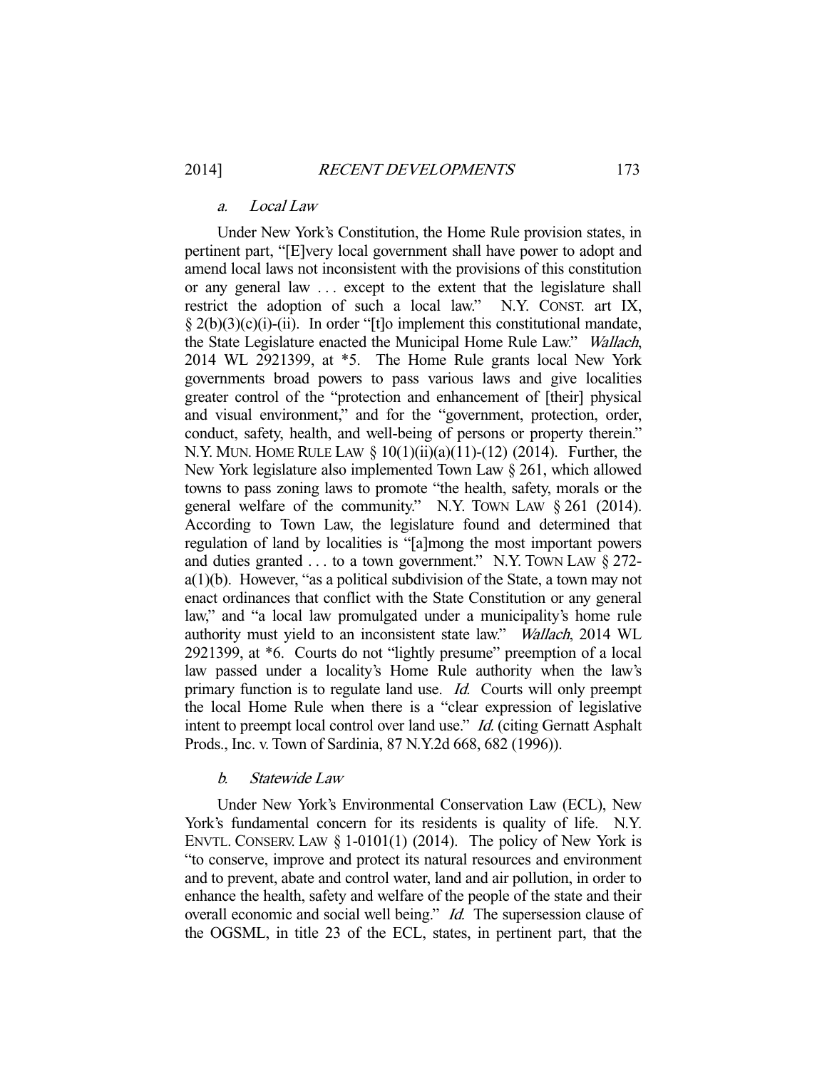### *a. Local Law*

Under New York's Constitution, the Home Rule provision states, in pertinent part, "[E]very local government shall have power to adopt and amend local laws not inconsistent with the provisions of this constitution or any general law . . . except to the extent that the legislature shall restrict the adoption of such a local law." N.Y. CONST. art IX, § 2(b)(3)(c)(i)-(ii). In order "[t]o implement this constitutional mandate, the State Legislature enacted the Municipal Home Rule Law." *Wallach*, 2014 WL 2921399, at *5. The Home Rule grants local New York governments broad powers to pass various laws and give localities greater control of the "protection and enhancement of [their] physical and visual environment," and for the "government, protection, order, conduct, safety, health, and well-being of persons or property therein." N.Y. MUN. HOME RULE LAW § 10(1)(ii)(a)(11)-(12) (2014). Further, the New York legislature also implemented Town Law § 261, which allowed towns to pass zoning laws to promote "the health, safety, morals or the general welfare of the community." N.Y. TOWN LAW § 261 (2014). According to Town Law, the legislature found and determined that regulation of land by localities is "[a]mong the most important powers and duties granted . . . to a town government." N.Y. TOWN LAW § 272-a(1)(b). However, "as a political subdivision of the State, a town may not enact ordinances that conflict with the State Constitution or any general law," and "a local law promulgated under a municipality's home rule authority must yield to an inconsistent state law." *Wallach*, 2014 WL 2921399, at *6. Courts do not "lightly presume" preemption of a local law passed under a locality's Home Rule authority when the law's primary function is to regulate land use. *Id.* Courts will only preempt the local Home Rule when there is a "clear expression of legislative intent to preempt local control over land use." *Id.* (citing Gernatt Asphalt Prods., Inc. v. Town of Sardinia, 87 N.Y.2d 668, 682 (1996)).

### *b. Statewide Law*

Under New York's Environmental Conservation Law (ECL), New York's fundamental concern for its residents is quality of life. N.Y. ENVTL. CONSERV. LAW § 1-0101(1) (2014). The policy of New York is "to conserve, improve and protect its natural resources and environment and to prevent, abate and control water, land and air pollution, in order to enhance the health, safety and welfare of the people of the state and their overall economic and social well being." *Id.* The supersession clause of the OGSML, in title 23 of the ECL, states, in pertinent part, that the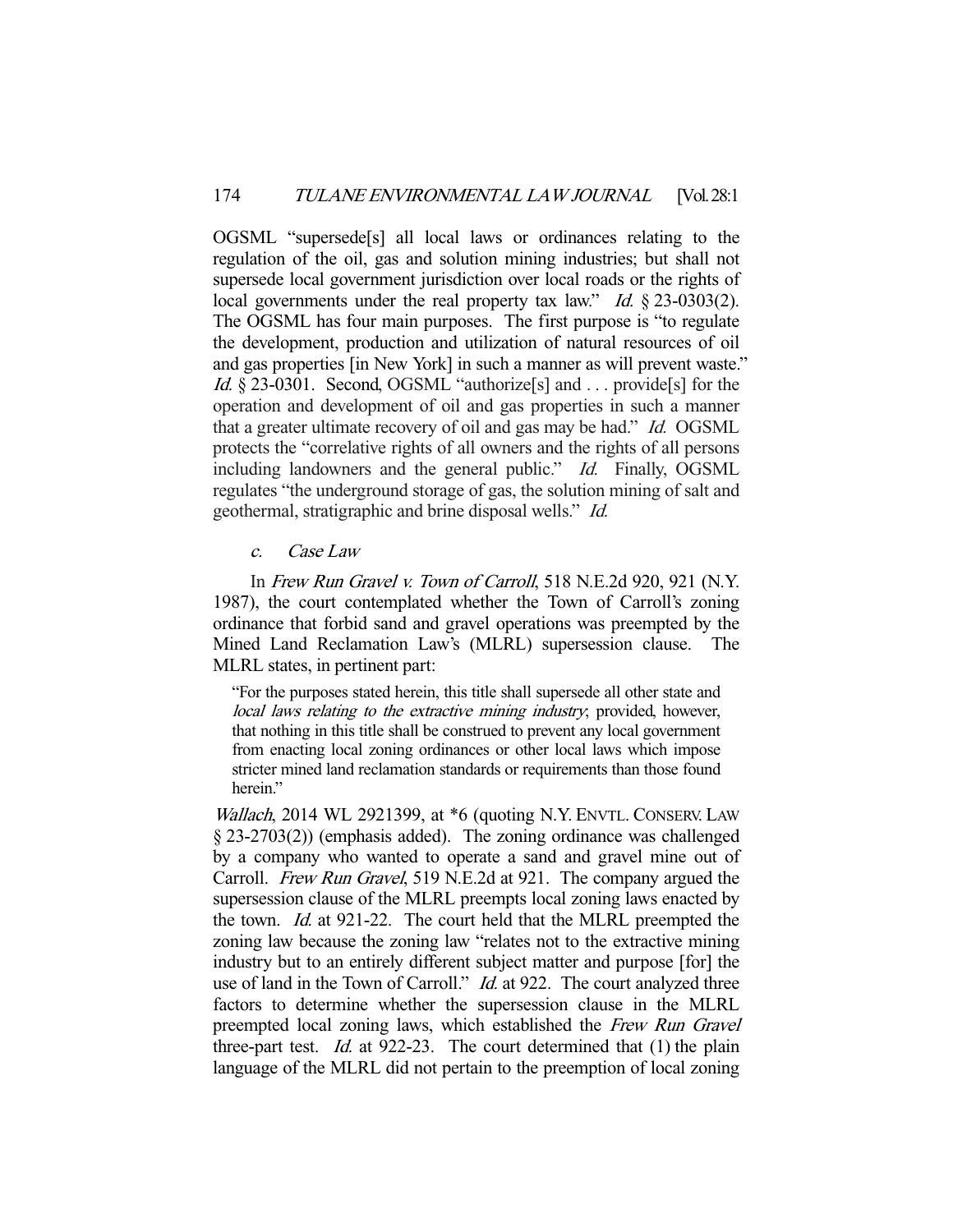OGSML "supersede[s] all local laws or ordinances relating to the regulation of the oil, gas and solution mining industries; but shall not supersede local government jurisdiction over local roads or the rights of local governments under the real property tax law." *Id.* § 23-0303(2). The OGSML has four main purposes. The first purpose is "to regulate the development, production and utilization of natural resources of oil and gas properties [in New York] in such a manner as will prevent waste." *Id.* § 23-0301. Second, OGSML "authorize[s] and . . . provide[s] for the operation and development of oil and gas properties in such a manner that a greater ultimate recovery of oil and gas may be had." *Id.* OGSML protects the "correlative rights of all owners and the rights of all persons including landowners and the general public." *Id.* Finally, OGSML regulates "the underground storage of gas, the solution mining of salt and geothermal, stratigraphic and brine disposal wells." *Id.*

#### *c. Case Law*

In *Frew Run Gravel v. Town of Carroll*, 518 N.E.2d 920, 921 (N.Y. 1987), the court contemplated whether the Town of Carroll's zoning ordinance that forbid sand and gravel operations was preempted by the Mined Land Reclamation Law's (MLRL) supersession clause. The MLRL states, in pertinent part:

> "For the purposes stated herein, this title shall supersede all other state and *local laws relating to the extractive mining industry*; provided, however, that nothing in this title shall be construed to prevent any local government from enacting local zoning ordinances or other local laws which impose stricter mined land reclamation standards or requirements than those found herein."

*Wallach*, 2014 WL 2921399, at *6 (quoting N.Y. ENVTL. CONSERV. LAW § 23-2703(2)) (emphasis added). The zoning ordinance was challenged by a company who wanted to operate a sand and gravel mine out of Carroll. *Frew Run Gravel*, 519 N.E.2d at 921. The company argued the supersession clause of the MLRL preempts local zoning laws enacted by the town. *Id.* at 921-22. The court held that the MLRL preempted the zoning law because the zoning law "relates not to the extractive mining industry but to an entirely different subject matter and purpose [for] the use of land in the Town of Carroll." *Id.* at 922. The court analyzed three factors to determine whether the supersession clause in the MLRL preempted local zoning laws, which established the *Frew Run Gravel* three-part test. *Id.* at 922-23. The court determined that (1) the plain language of the MLRL did not pertain to the preemption of local zoning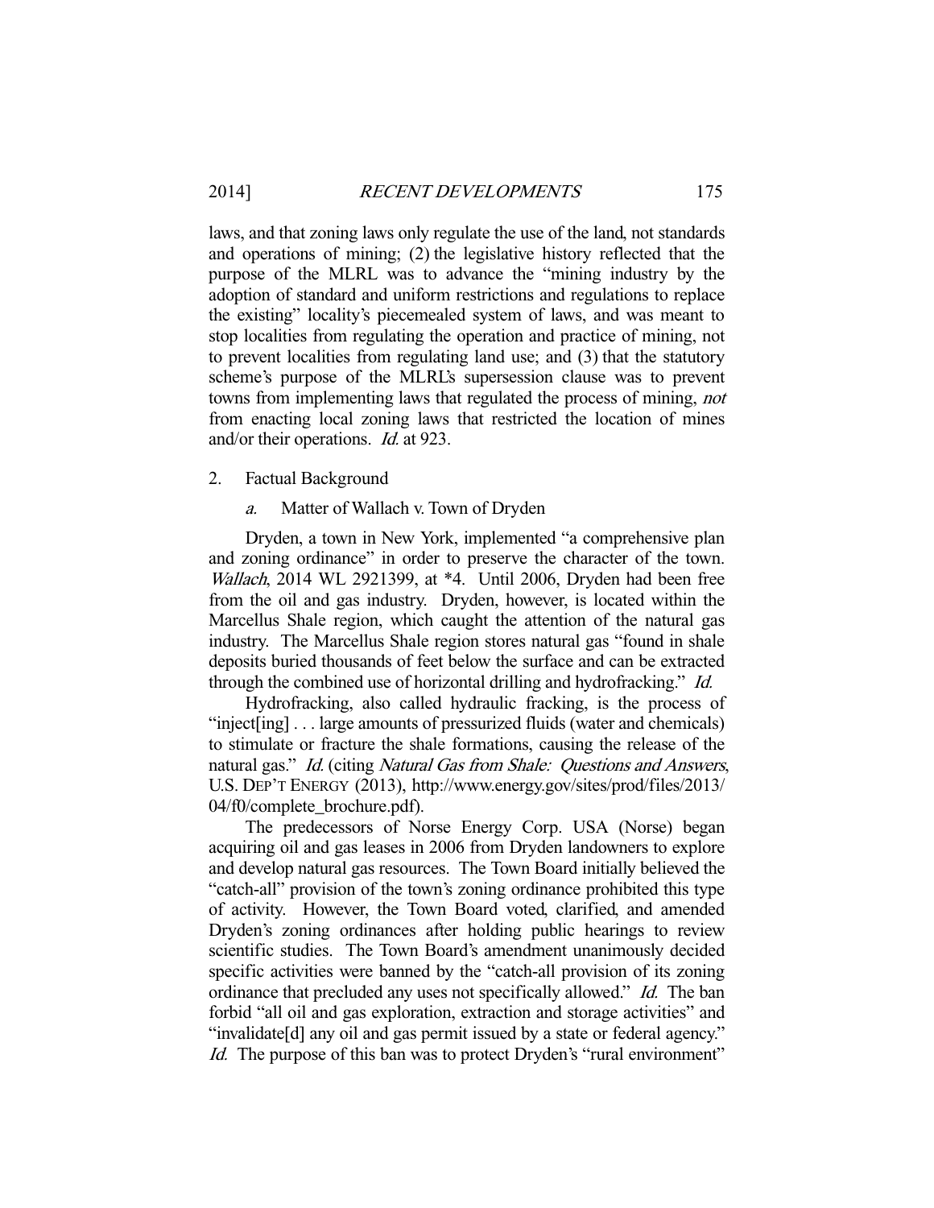laws, and that zoning laws only regulate the use of the land, not standards and operations of mining; (2) the legislative history reflected that the purpose of the MLRL was to advance the "mining industry by the adoption of standard and uniform restrictions and regulations to replace the existing" locality's piecemealed system of laws, and was meant to stop localities from regulating the operation and practice of mining, not to prevent localities from regulating land use; and (3) that the statutory scheme's purpose of the MLRL's supersession clause was to prevent towns from implementing laws that regulated the process of mining, *not* from enacting local zoning laws that restricted the location of mines and/or their operations. *Id.* at 923.

2. Factual Background

*a.* Matter of Wallach v. Town of Dryden

Dryden, a town in New York, implemented "a comprehensive plan and zoning ordinance" in order to preserve the character of the town. *Wallach*, 2014 WL 2921399, at *4. Until 2006, Dryden had been free from the oil and gas industry. Dryden, however, is located within the Marcellus Shale region, which caught the attention of the natural gas industry. The Marcellus Shale region stores natural gas "found in shale deposits buried thousands of feet below the surface and can be extracted through the combined use of horizontal drilling and hydrofracking." *Id.*

Hydrofracking, also called hydraulic fracking, is the process of "inject[ing] . . . large amounts of pressurized fluids (water and chemicals) to stimulate or fracture the shale formations, causing the release of the natural gas." *Id.* (citing *Natural Gas from Shale: Questions and Answers*, U.S. DEP'T ENERGY (2013), http://www.energy.gov/sites/prod/files/2013/04/f0/complete_brochure.pdf).

The predecessors of Norse Energy Corp. USA (Norse) began acquiring oil and gas leases in 2006 from Dryden landowners to explore and develop natural gas resources. The Town Board initially believed the "catch-all" provision of the town's zoning ordinance prohibited this type of activity. However, the Town Board voted, clarified, and amended Dryden's zoning ordinances after holding public hearings to review scientific studies. The Town Board's amendment unanimously decided specific activities were banned by the "catch-all provision of its zoning ordinance that precluded any uses not specifically allowed." *Id.* The ban forbid "all oil and gas exploration, extraction and storage activities" and "invalidate[d] any oil and gas permit issued by a state or federal agency." *Id.* The purpose of this ban was to protect Dryden's "rural environment"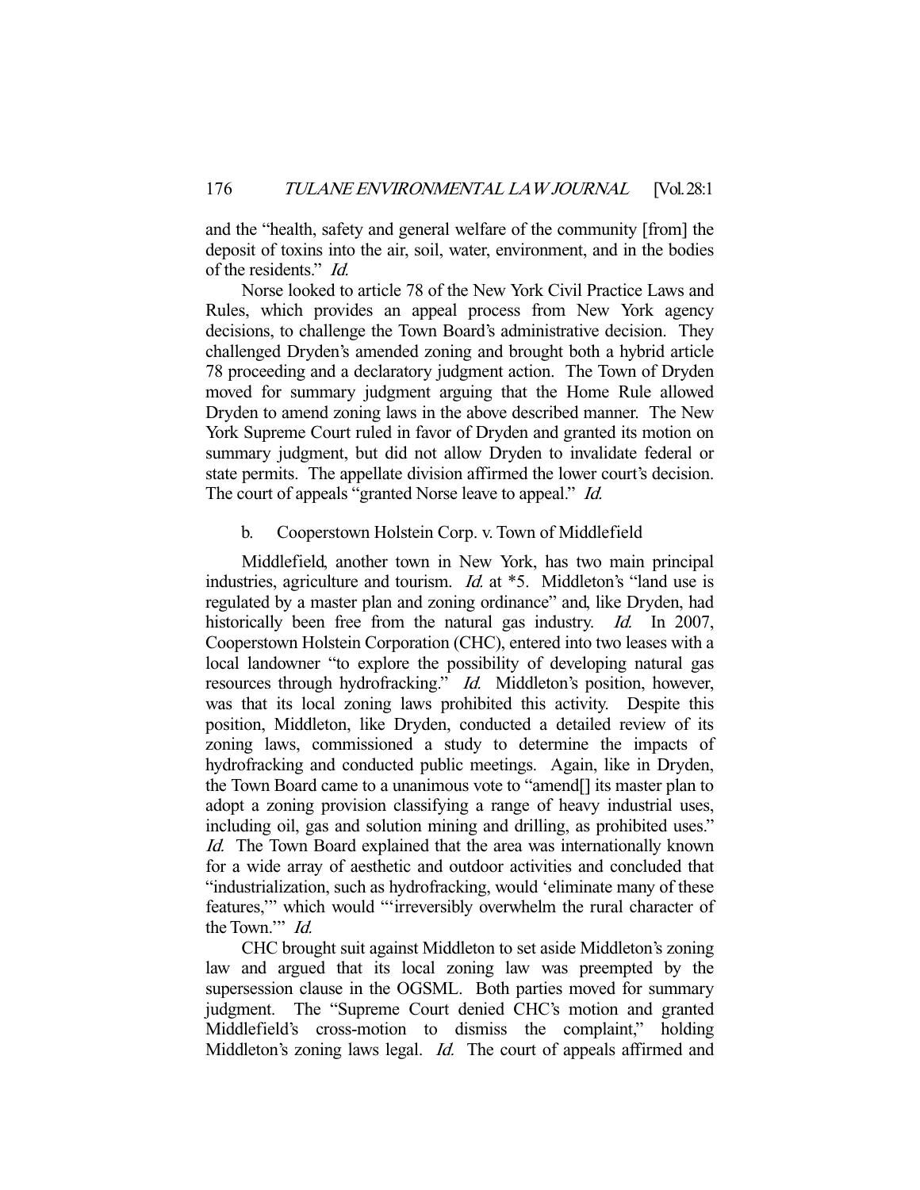and the "health, safety and general welfare of the community [from] the deposit of toxins into the air, soil, water, environment, and in the bodies of the residents." *Id.*

Norse looked to article 78 of the New York Civil Practice Laws and Rules, which provides an appeal process from New York agency decisions, to challenge the Town Board's administrative decision. They challenged Dryden's amended zoning and brought both a hybrid article 78 proceeding and a declaratory judgment action. The Town of Dryden moved for summary judgment arguing that the Home Rule allowed Dryden to amend zoning laws in the above described manner. The New York Supreme Court ruled in favor of Dryden and granted its motion on summary judgment, but did not allow Dryden to invalidate federal or state permits. The appellate division affirmed the lower court's decision. The court of appeals "granted Norse leave to appeal." *Id.*

b. Cooperstown Holstein Corp. v. Town of Middlefield

Middlefield, another town in New York, has two main principal industries, agriculture and tourism. *Id.* at *5. Middleton's "land use is regulated by a master plan and zoning ordinance" and, like Dryden, had historically been free from the natural gas industry. *Id.* In 2007, Cooperstown Holstein Corporation (CHC), entered into two leases with a local landowner "to explore the possibility of developing natural gas resources through hydrofracking." *Id.* Middleton's position, however, was that its local zoning laws prohibited this activity. Despite this position, Middleton, like Dryden, conducted a detailed review of its zoning laws, commissioned a study to determine the impacts of hydrofracking and conducted public meetings. Again, like in Dryden, the Town Board came to a unanimous vote to "amend[] its master plan to adopt a zoning provision classifying a range of heavy industrial uses, including oil, gas and solution mining and drilling, as prohibited uses." *Id.* The Town Board explained that the area was internationally known for a wide array of aesthetic and outdoor activities and concluded that "industrialization, such as hydrofracking, would 'eliminate many of these features,'" which would "'irreversibly overwhelm the rural character of the Town.'" *Id.*

CHC brought suit against Middleton to set aside Middleton's zoning law and argued that its local zoning law was preempted by the supersession clause in the OGSML. Both parties moved for summary judgment. The "Supreme Court denied CHC's motion and granted Middlefield's cross-motion to dismiss the complaint," holding Middleton's zoning laws legal. *Id.* The court of appeals affirmed and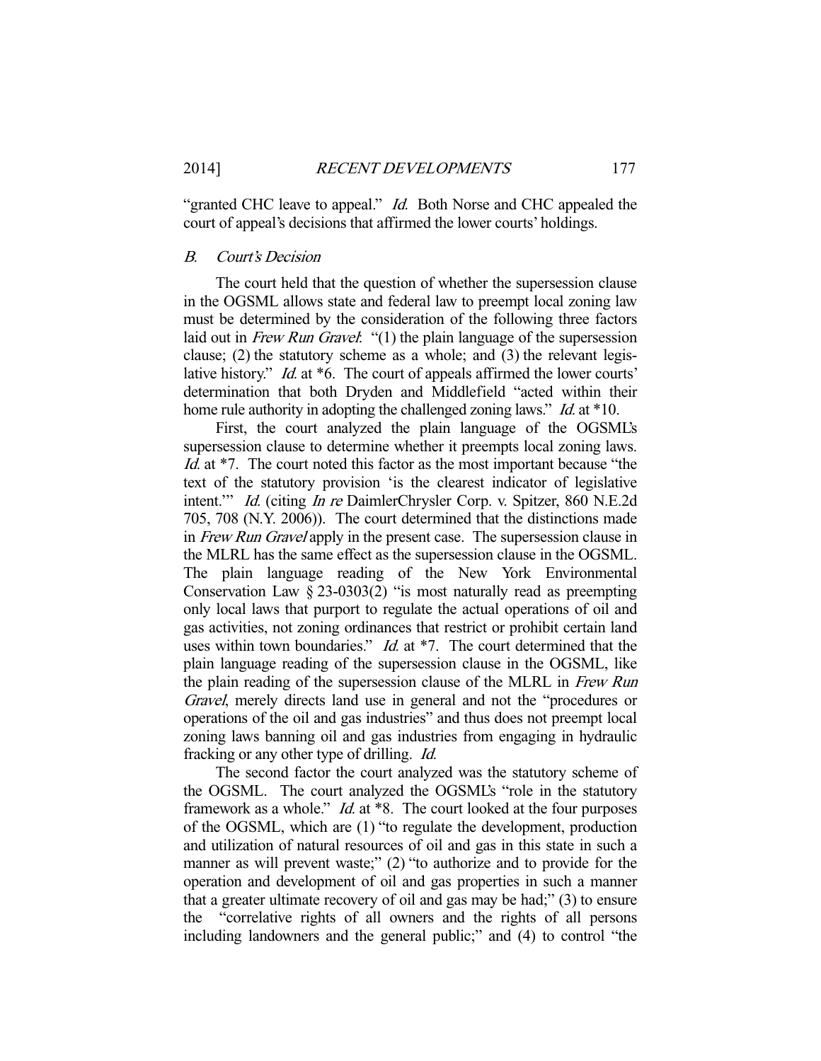"granted CHC leave to appeal." *Id.* Both Norse and CHC appealed the court of appeal's decisions that affirmed the lower courts' holdings.

### *B. Court's Decision*

The court held that the question of whether the supersession clause in the OGSML allows state and federal law to preempt local zoning law must be determined by the consideration of the following three factors laid out in *Frew Run Gravel*: "(1) the plain language of the supersession clause; (2) the statutory scheme as a whole; and (3) the relevant legislative history." *Id.* at *6. The court of appeals affirmed the lower courts' determination that both Dryden and Middlefield "acted within their home rule authority in adopting the challenged zoning laws." *Id.* at *10.

First, the court analyzed the plain language of the OGSML's supersession clause to determine whether it preempts local zoning laws. *Id.* at *7. The court noted this factor as the most important because "the text of the statutory provision 'is the clearest indicator of legislative intent.'" *Id.* (citing *In re* DaimlerChrysler Corp. v. Spitzer, 860 N.E.2d 705, 708 (N.Y. 2006)). The court determined that the distinctions made in *Frew Run Gravel* apply in the present case. The supersession clause in the MLRL has the same effect as the supersession clause in the OGSML. The plain language reading of the New York Environmental Conservation Law § 23-0303(2) "is most naturally read as preempting only local laws that purport to regulate the actual operations of oil and gas activities, not zoning ordinances that restrict or prohibit certain land uses within town boundaries." *Id.* at *7. The court determined that the plain language reading of the supersession clause in the OGSML, like the plain reading of the supersession clause of the MLRL in *Frew Run Gravel*, merely directs land use in general and not the "procedures or operations of the oil and gas industries" and thus does not preempt local zoning laws banning oil and gas industries from engaging in hydraulic fracking or any other type of drilling. *Id.*

The second factor the court analyzed was the statutory scheme of the OGSML. The court analyzed the OGSML's "role in the statutory framework as a whole." *Id.* at *8. The court looked at the four purposes of the OGSML, which are (1) "to regulate the development, production and utilization of natural resources of oil and gas in this state in such a manner as will prevent waste;" (2) "to authorize and to provide for the operation and development of oil and gas properties in such a manner that a greater ultimate recovery of oil and gas may be had;" (3) to ensure the "correlative rights of all owners and the rights of all persons including landowners and the general public;" and (4) to control "the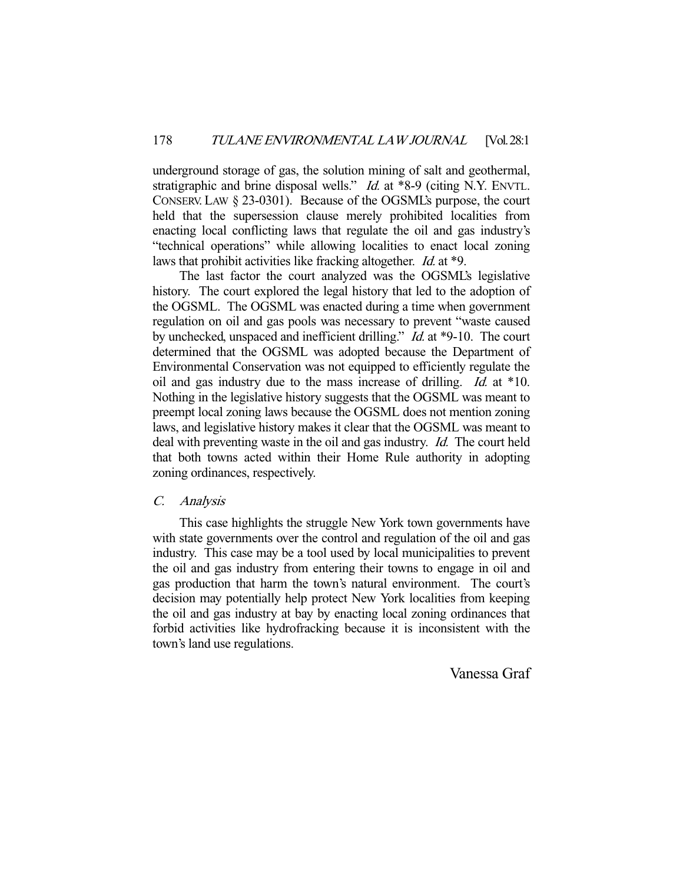underground storage of gas, the solution mining of salt and geothermal, stratigraphic and brine disposal wells." *Id.* at *8-9 (citing N.Y. ENVTL. CONSERV. LAW § 23-0301). Because of the OGSML's purpose, the court held that the supersession clause merely prohibited localities from enacting local conflicting laws that regulate the oil and gas industry's "technical operations" while allowing localities to enact local zoning laws that prohibit activities like fracking altogether. *Id.* at *9.

The last factor the court analyzed was the OGSML's legislative history. The court explored the legal history that led to the adoption of the OGSML. The OGSML was enacted during a time when government regulation on oil and gas pools was necessary to prevent "waste caused by unchecked, unspaced and inefficient drilling." *Id.* at *9-10. The court determined that the OGSML was adopted because the Department of Environmental Conservation was not equipped to efficiently regulate the oil and gas industry due to the mass increase of drilling. *Id.* at *10. Nothing in the legislative history suggests that the OGSML was meant to preempt local zoning laws because the OGSML does not mention zoning laws, and legislative history makes it clear that the OGSML was meant to deal with preventing waste in the oil and gas industry. *Id.* The court held that both towns acted within their Home Rule authority in adopting zoning ordinances, respectively.

### *C. Analysis*

This case highlights the struggle New York town governments have with state governments over the control and regulation of the oil and gas industry. This case may be a tool used by local municipalities to prevent the oil and gas industry from entering their towns to engage in oil and gas production that harm the town's natural environment. The court's decision may potentially help protect New York localities from keeping the oil and gas industry at bay by enacting local zoning ordinances that forbid activities like hydrofracking because it is inconsistent with the town's land use regulations.

Vanessa Graf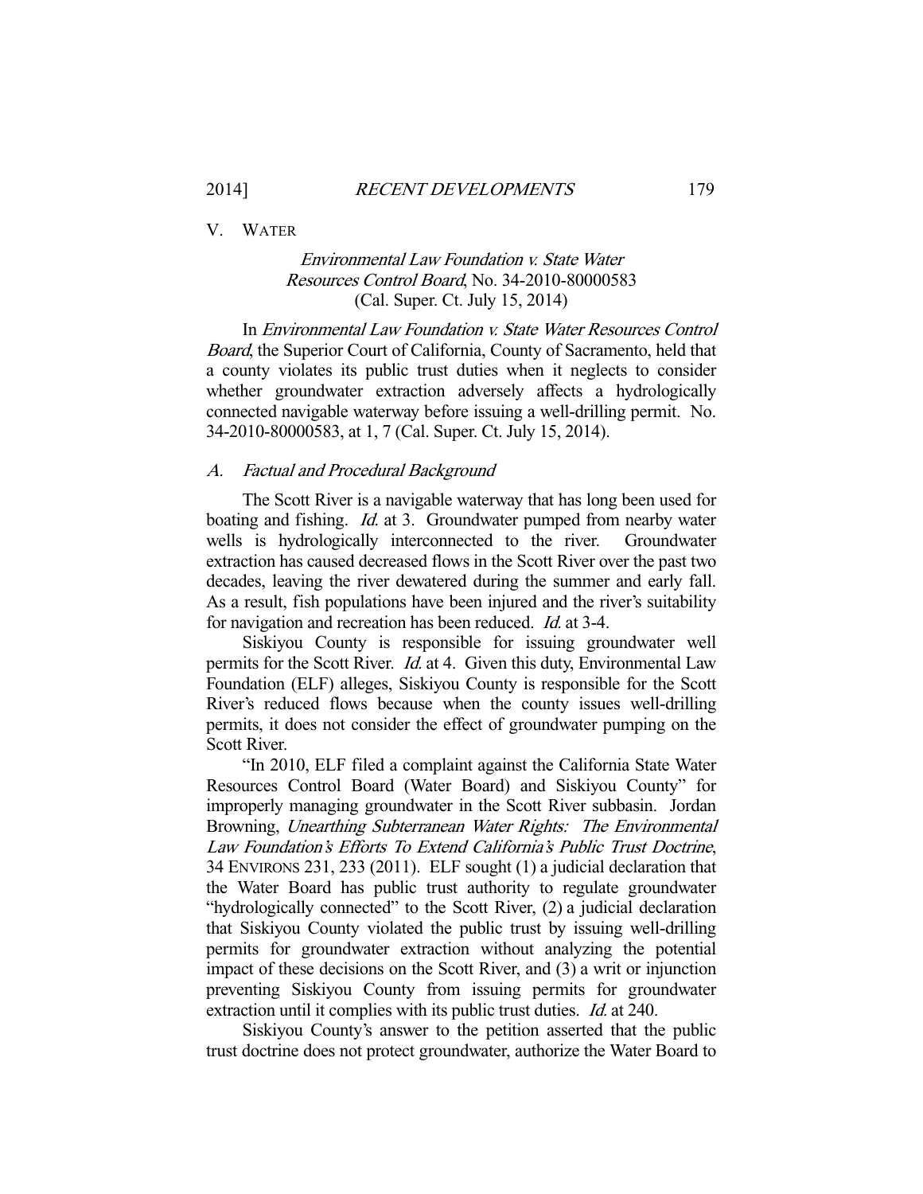## V. WATER

### *Environmental Law Foundation v. State Water Resources Control Board*, No. 34-2010-80000583 (Cal. Super. Ct. July 15, 2014)

In *Environmental Law Foundation v. State Water Resources Control Board*, the Superior Court of California, County of Sacramento, held that a county violates its public trust duties when it neglects to consider whether groundwater extraction adversely affects a hydrologically connected navigable waterway before issuing a well-drilling permit. No. 34-2010-80000583, at 1, 7 (Cal. Super. Ct. July 15, 2014).

#### *A. Factual and Procedural Background*

The Scott River is a navigable waterway that has long been used for boating and fishing. *Id.* at 3. Groundwater pumped from nearby water wells is hydrologically interconnected to the river. Groundwater extraction has caused decreased flows in the Scott River over the past two decades, leaving the river dewatered during the summer and early fall. As a result, fish populations have been injured and the river's suitability for navigation and recreation has been reduced. *Id.* at 3-4.

Siskiyou County is responsible for issuing groundwater well permits for the Scott River. *Id.* at 4. Given this duty, Environmental Law Foundation (ELF) alleges, Siskiyou County is responsible for the Scott River's reduced flows because when the county issues well-drilling permits, it does not consider the effect of groundwater pumping on the Scott River.

"In 2010, ELF filed a complaint against the California State Water Resources Control Board (Water Board) and Siskiyou County" for improperly managing groundwater in the Scott River subbasin. Jordan Browning, *Unearthing Subterranean Water Rights: The Environmental Law Foundation's Efforts To Extend California's Public Trust Doctrine*, 34 ENVIRONS 231, 233 (2011). ELF sought (1) a judicial declaration that the Water Board has public trust authority to regulate groundwater "hydrologically connected" to the Scott River, (2) a judicial declaration that Siskiyou County violated the public trust by issuing well-drilling permits for groundwater extraction without analyzing the potential impact of these decisions on the Scott River, and (3) a writ or injunction preventing Siskiyou County from issuing permits for groundwater extraction until it complies with its public trust duties. *Id.* at 240.

Siskiyou County's answer to the petition asserted that the public trust doctrine does not protect groundwater, authorize the Water Board to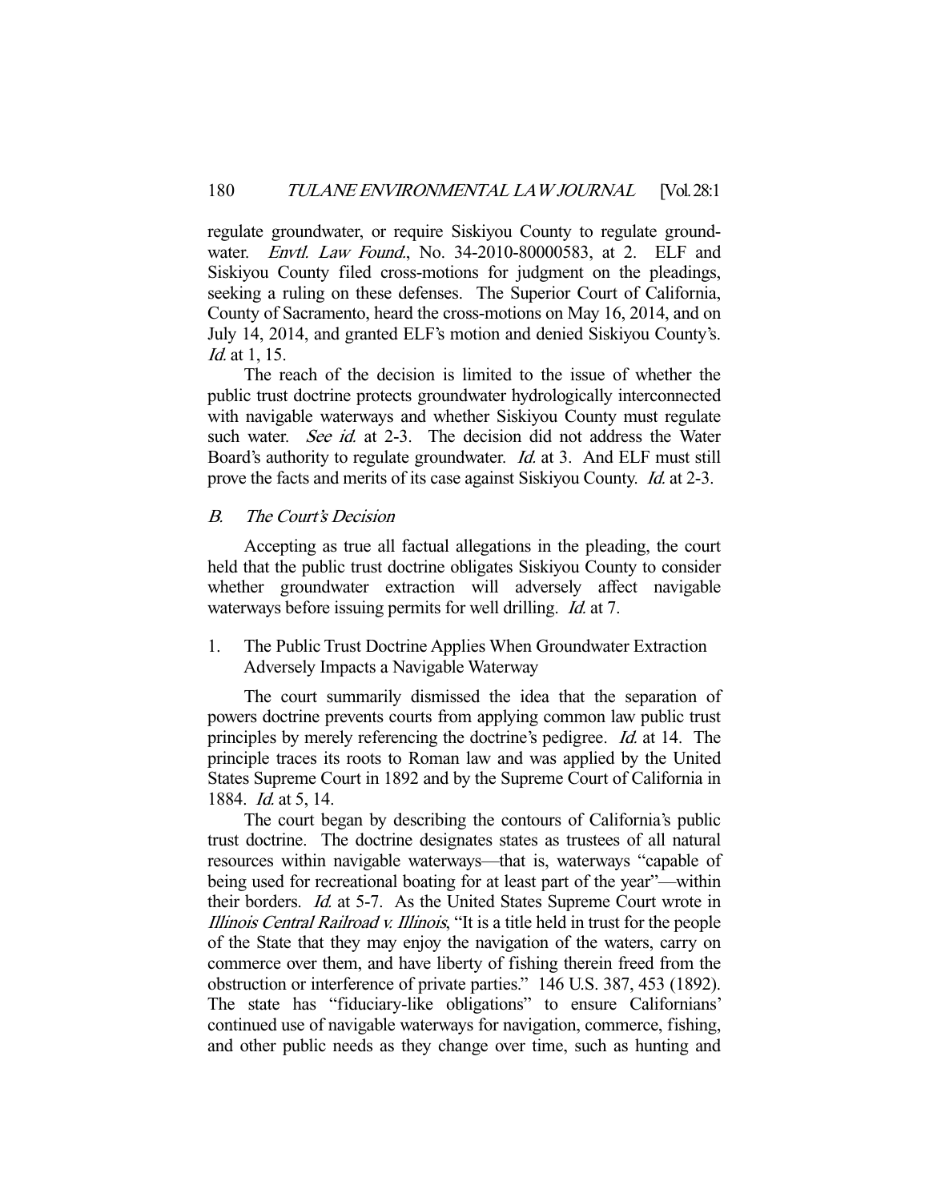regulate groundwater, or require Siskiyou County to regulate groundwater. *Envtl. Law Found.*, No. 34-2010-80000583, at 2. ELF and Siskiyou County filed cross-motions for judgment on the pleadings, seeking a ruling on these defenses. The Superior Court of California, County of Sacramento, heard the cross-motions on May 16, 2014, and on July 14, 2014, and granted ELF's motion and denied Siskiyou County's. *Id.* at 1, 15.

The reach of the decision is limited to the issue of whether the public trust doctrine protects groundwater hydrologically interconnected with navigable waterways and whether Siskiyou County must regulate such water. *See id.* at 2-3. The decision did not address the Water Board's authority to regulate groundwater. *Id.* at 3. And ELF must still prove the facts and merits of its case against Siskiyou County. *Id.* at 2-3.

### *B. The Court's Decision*

Accepting as true all factual allegations in the pleading, the court held that the public trust doctrine obligates Siskiyou County to consider whether groundwater extraction will adversely affect navigable waterways before issuing permits for well drilling. *Id.* at 7.

#### 1. The Public Trust Doctrine Applies When Groundwater Extraction Adversely Impacts a Navigable Waterway

The court summarily dismissed the idea that the separation of powers doctrine prevents courts from applying common law public trust principles by merely referencing the doctrine's pedigree. *Id.* at 14. The principle traces its roots to Roman law and was applied by the United States Supreme Court in 1892 and by the Supreme Court of California in 1884. *Id.* at 5, 14.

The court began by describing the contours of California's public trust doctrine. The doctrine designates states as trustees of all natural resources within navigable waterways—that is, waterways "capable of being used for recreational boating for at least part of the year"—within their borders. *Id.* at 5-7. As the United States Supreme Court wrote in *Illinois Central Railroad v. Illinois*, "It is a title held in trust for the people of the State that they may enjoy the navigation of the waters, carry on commerce over them, and have liberty of fishing therein freed from the obstruction or interference of private parties." 146 U.S. 387, 453 (1892). The state has "fiduciary-like obligations" to ensure Californians' continued use of navigable waterways for navigation, commerce, fishing, and other public needs as they change over time, such as hunting and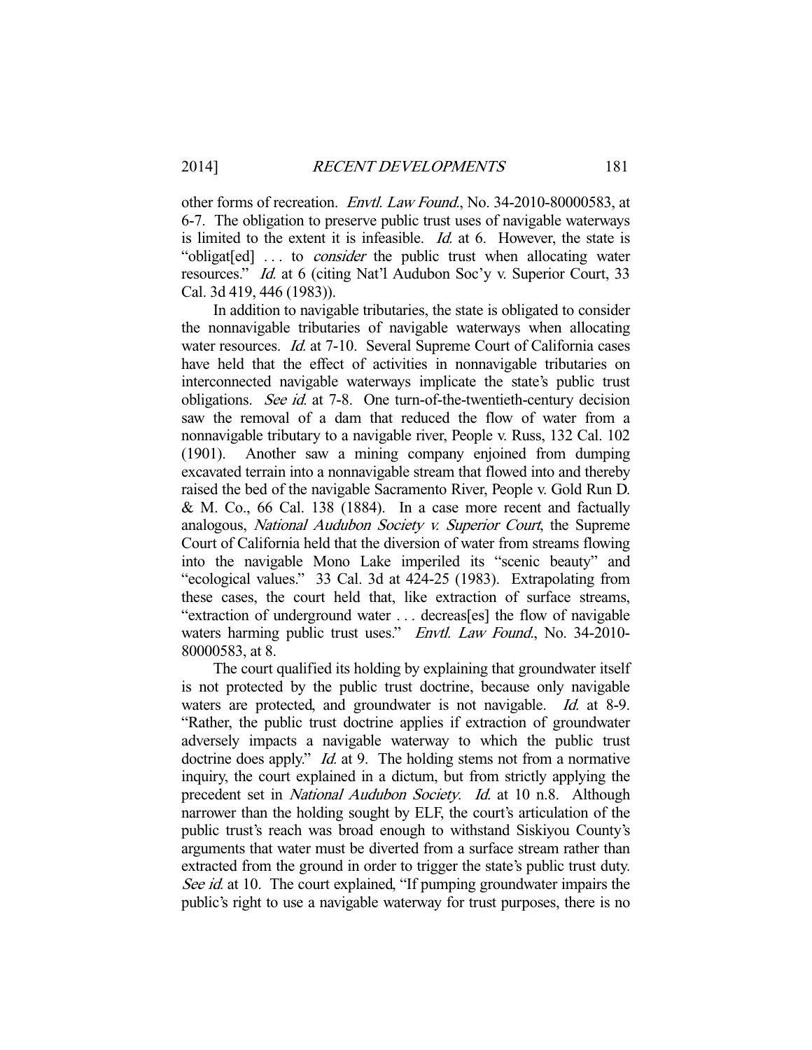other forms of recreation. *Envtl. Law Found.*, No. 34-2010-80000583, at 6-7. The obligation to preserve public trust uses of navigable waterways is limited to the extent it is infeasible. *Id.* at 6. However, the state is "obligat[ed] . . . to *consider* the public trust when allocating water resources." *Id.* at 6 (citing Nat'l Audubon Soc'y v. Superior Court, 33 Cal. 3d 419, 446 (1983)).

In addition to navigable tributaries, the state is obligated to consider the nonnavigable tributaries of navigable waterways when allocating water resources. *Id.* at 7-10. Several Supreme Court of California cases have held that the effect of activities in nonnavigable tributaries on interconnected navigable waterways implicate the state's public trust obligations. *See id.* at 7-8. One turn-of-the-twentieth-century decision saw the removal of a dam that reduced the flow of water from a nonnavigable tributary to a navigable river, People v. Russ, 132 Cal. 102 (1901). Another saw a mining company enjoined from dumping excavated terrain into a nonnavigable stream that flowed into and thereby raised the bed of the navigable Sacramento River, People v. Gold Run D. & M. Co., 66 Cal. 138 (1884). In a case more recent and factually analogous, *National Audubon Society v. Superior Court*, the Supreme Court of California held that the diversion of water from streams flowing into the navigable Mono Lake imperiled its "scenic beauty" and "ecological values." 33 Cal. 3d at 424-25 (1983). Extrapolating from these cases, the court held that, like extraction of surface streams, "extraction of underground water . . . decreas[es] the flow of navigable waters harming public trust uses." *Envtl. Law Found.*, No. 34-2010-80000583, at 8.

The court qualified its holding by explaining that groundwater itself is not protected by the public trust doctrine, because only navigable waters are protected, and groundwater is not navigable. *Id.* at 8-9. "Rather, the public trust doctrine applies if extraction of groundwater adversely impacts a navigable waterway to which the public trust doctrine does apply." *Id.* at 9. The holding stems not from a normative inquiry, the court explained in a dictum, but from strictly applying the precedent set in *National Audubon Society*. *Id.* at 10 n.8. Although narrower than the holding sought by ELF, the court's articulation of the public trust's reach was broad enough to withstand Siskiyou County's arguments that water must be diverted from a surface stream rather than extracted from the ground in order to trigger the state's public trust duty. *See id.* at 10. The court explained, "If pumping groundwater impairs the public's right to use a navigable waterway for trust purposes, there is no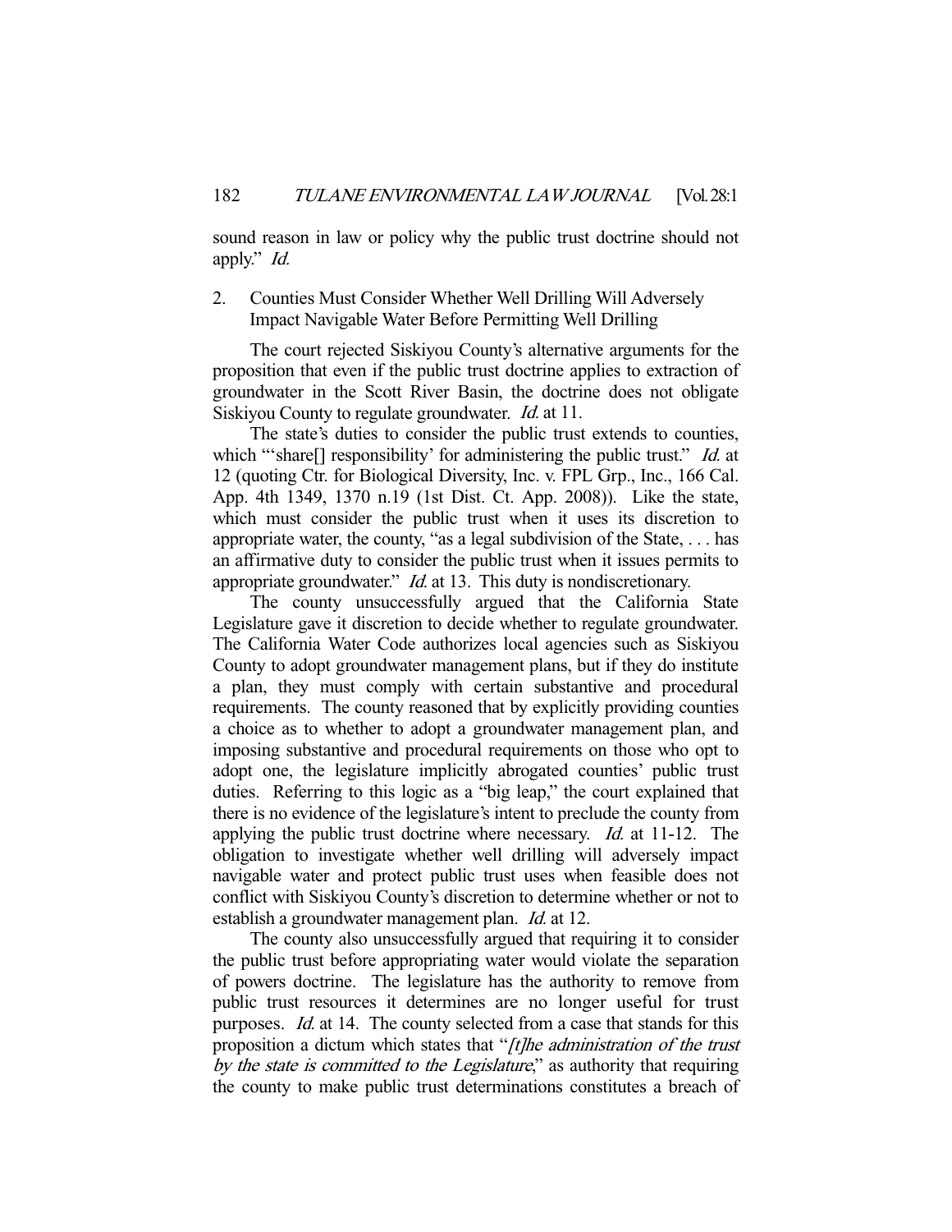sound reason in law or policy why the public trust doctrine should not apply." *Id.*

2. Counties Must Consider Whether Well Drilling Will Adversely Impact Navigable Water Before Permitting Well Drilling

The court rejected Siskiyou County's alternative arguments for the proposition that even if the public trust doctrine applies to extraction of groundwater in the Scott River Basin, the doctrine does not obligate Siskiyou County to regulate groundwater. *Id.* at 11.

The state's duties to consider the public trust extends to counties, which "'share[] responsibility' for administering the public trust." *Id.* at 12 (quoting Ctr. for Biological Diversity, Inc. v. FPL Grp., Inc., 166 Cal. App. 4th 1349, 1370 n.19 (1st Dist. Ct. App. 2008)). Like the state, which must consider the public trust when it uses its discretion to appropriate water, the county, "as a legal subdivision of the State, . . . has an affirmative duty to consider the public trust when it issues permits to appropriate groundwater." *Id.* at 13. This duty is nondiscretionary.

The county unsuccessfully argued that the California State Legislature gave it discretion to decide whether to regulate groundwater. The California Water Code authorizes local agencies such as Siskiyou County to adopt groundwater management plans, but if they do institute a plan, they must comply with certain substantive and procedural requirements. The county reasoned that by explicitly providing counties a choice as to whether to adopt a groundwater management plan, and imposing substantive and procedural requirements on those who opt to adopt one, the legislature implicitly abrogated counties' public trust duties. Referring to this logic as a "big leap," the court explained that there is no evidence of the legislature's intent to preclude the county from applying the public trust doctrine where necessary. *Id.* at 11-12. The obligation to investigate whether well drilling will adversely impact navigable water and protect public trust uses when feasible does not conflict with Siskiyou County's discretion to determine whether or not to establish a groundwater management plan. *Id.* at 12.

The county also unsuccessfully argued that requiring it to consider the public trust before appropriating water would violate the separation of powers doctrine. The legislature has the authority to remove from public trust resources it determines are no longer useful for trust purposes. *Id.* at 14. The county selected from a case that stands for this proposition a dictum which states that "*[t]he administration of the trust by the state is committed to the Legislature*," as authority that requiring the county to make public trust determinations constitutes a breach of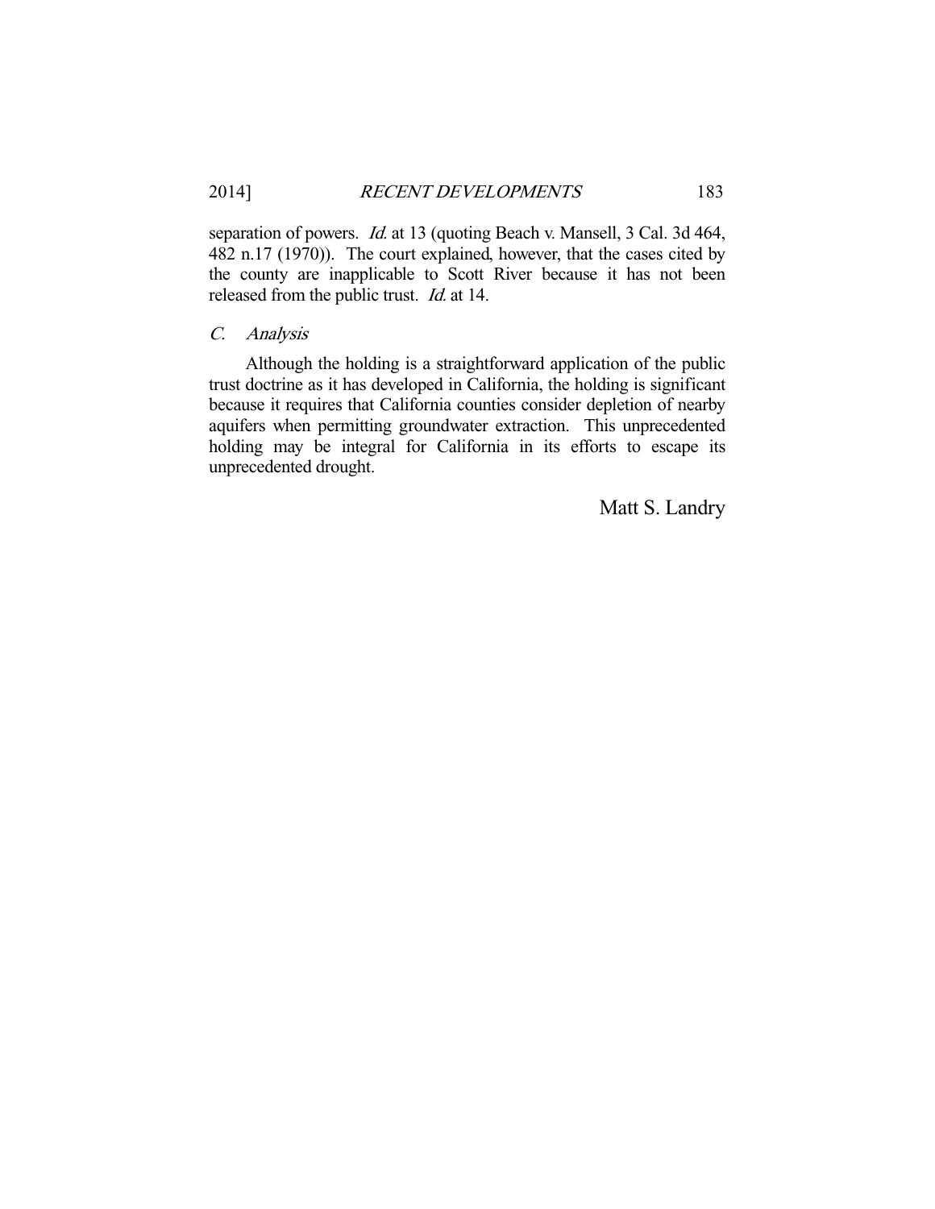separation of powers. *Id.* at 13 (quoting Beach v. Mansell, 3 Cal. 3d 464, 482 n.17 (1970)). The court explained, however, that the cases cited by the county are inapplicable to Scott River because it has not been released from the public trust. *Id.* at 14.

### *C. Analysis*

Although the holding is a straightforward application of the public trust doctrine as it has developed in California, the holding is significant because it requires that California counties consider depletion of nearby aquifers when permitting groundwater extraction. This unprecedented holding may be integral for California in its efforts to escape its unprecedented drought.

Matt S. Landry